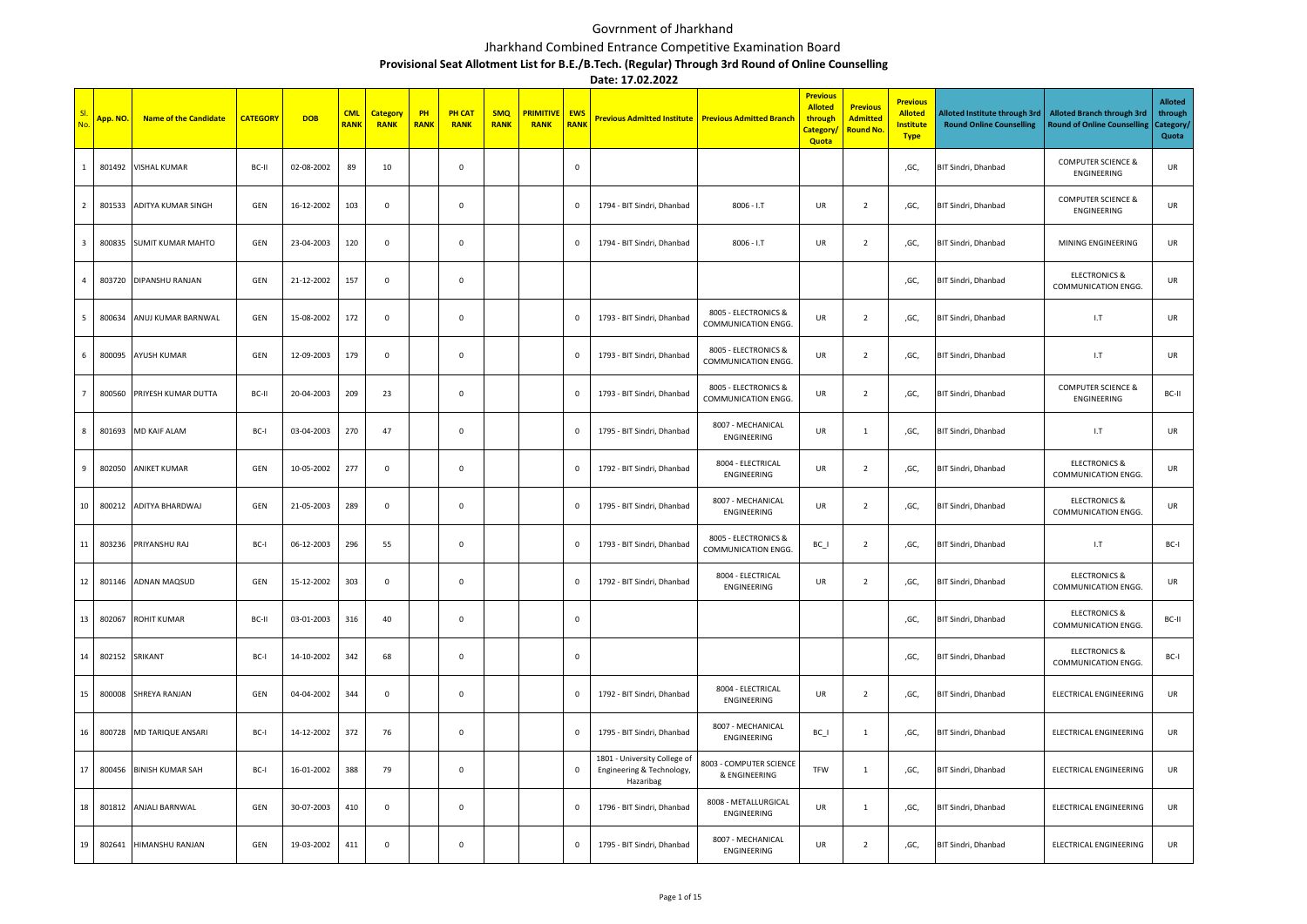# Govrnment of Jharkhand

## Jharkhand Combined Entrance Competitive Examination Board

### Provisional Seat Allotment List for B.E./B.Tech. (Regular) Through 3rd Round of Online Counselling

**Date: 17.02.2022**

| Sl. No. | App. NO. | Name of the Candidate | CATEGORY | DOB | CML RANK | Category RANK | PH RANK | PH CAT RANK | SMQ RANK | PRIMITIVE RANK | EWS RANK | Previous Admitted Institute | Previous Admitted Branch | Previous Alloted through Category/ Quota | Previous Admitted Round No. | Previous Alloted Institute Type | Alloted Institute through 3rd Round Online Counselling | Alloted Branch through 3rd Round of Online Counselling | Alloted through Category/ Quota |
|---|---|---|---|---|---|---|---|---|---|---|---|---|---|---|---|---|---|---|---|
| 1 | 801492 | VISHAL KUMAR | BC-II | 02-08-2002 | 89 | 10 | | 0 | | | 0 | | | | | ,GC, | BIT Sindri, Dhanbad | COMPUTER SCIENCE & ENGINEERING | UR |
| 2 | 801533 | ADITYA KUMAR SINGH | GEN | 16-12-2002 | 103 | 0 | | 0 | | | 0 | 1794 - BIT Sindri, Dhanbad | 8006 - I.T | UR | 2 | ,GC, | BIT Sindri, Dhanbad | COMPUTER SCIENCE & ENGINEERING | UR |
| 3 | 800835 | SUMIT KUMAR MAHTO | GEN | 23-04-2003 | 120 | 0 | | 0 | | | 0 | 1794 - BIT Sindri, Dhanbad | 8006 - I.T | UR | 2 | ,GC, | BIT Sindri, Dhanbad | MINING ENGINEERING | UR |
| 4 | 803720 | DIPANSHU RANJAN | GEN | 21-12-2002 | 157 | 0 | | 0 | | | | | | | | ,GC, | BIT Sindri, Dhanbad | ELECTRONICS & COMMUNICATION ENGG. | UR |
| 5 | 800634 | ANUJ KUMAR BARNWAL | GEN | 15-08-2002 | 172 | 0 | | 0 | | | 0 | 1793 - BIT Sindri, Dhanbad | 8005 - ELECTRONICS & COMMUNICATION ENGG. | UR | 2 | ,GC, | BIT Sindri, Dhanbad | I.T | UR |
| 6 | 800095 | AYUSH KUMAR | GEN | 12-09-2003 | 179 | 0 | | 0 | | | 0 | 1793 - BIT Sindri, Dhanbad | 8005 - ELECTRONICS & COMMUNICATION ENGG. | UR | 2 | ,GC, | BIT Sindri, Dhanbad | I.T | UR |
| 7 | 800560 | PRIYESH KUMAR DUTTA | BC-II | 20-04-2003 | 209 | 23 | | 0 | | | 0 | 1793 - BIT Sindri, Dhanbad | 8005 - ELECTRONICS & COMMUNICATION ENGG. | UR | 2 | ,GC, | BIT Sindri, Dhanbad | COMPUTER SCIENCE & ENGINEERING | BC-II |
| 8 | 801693 | MD KAIF ALAM | BC-I | 03-04-2003 | 270 | 47 | | 0 | | | 0 | 1795 - BIT Sindri, Dhanbad | 8007 - MECHANICAL ENGINEERING | UR | 1 | ,GC, | BIT Sindri, Dhanbad | I.T | UR |
| 9 | 802050 | ANIKET KUMAR | GEN | 10-05-2002 | 277 | 0 | | 0 | | | 0 | 1792 - BIT Sindri, Dhanbad | 8004 - ELECTRICAL ENGINEERING | UR | 2 | ,GC, | BIT Sindri, Dhanbad | ELECTRONICS & COMMUNICATION ENGG. | UR |
| 10 | 800212 | ADITYA BHARDWAJ | GEN | 21-05-2003 | 289 | 0 | | 0 | | | 0 | 1795 - BIT Sindri, Dhanbad | 8007 - MECHANICAL ENGINEERING | UR | 2 | ,GC, | BIT Sindri, Dhanbad | ELECTRONICS & COMMUNICATION ENGG. | UR |
| 11 | 803236 | PRIYANSHU RAJ | BC-I | 06-12-2003 | 296 | 55 | | 0 | | | 0 | 1793 - BIT Sindri, Dhanbad | 8005 - ELECTRONICS & COMMUNICATION ENGG. | BC_I | 2 | ,GC, | BIT Sindri, Dhanbad | I.T | BC-I |
| 12 | 801146 | ADNAN MAQSUD | GEN | 15-12-2002 | 303 | 0 | | 0 | | | 0 | 1792 - BIT Sindri, Dhanbad | 8004 - ELECTRICAL ENGINEERING | UR | 2 | ,GC, | BIT Sindri, Dhanbad | ELECTRONICS & COMMUNICATION ENGG. | UR |
| 13 | 802067 | ROHIT KUMAR | BC-II | 03-01-2003 | 316 | 40 | | 0 | | | 0 | | | | | ,GC, | BIT Sindri, Dhanbad | ELECTRONICS & COMMUNICATION ENGG. | BC-II |
| 14 | 802152 | SRIKANT | BC-I | 14-10-2002 | 342 | 68 | | 0 | | | 0 | | | | | ,GC, | BIT Sindri, Dhanbad | ELECTRONICS & COMMUNICATION ENGG. | BC-I |
| 15 | 800008 | SHREYA RANJAN | GEN | 04-04-2002 | 344 | 0 | | 0 | | | 0 | 1792 - BIT Sindri, Dhanbad | 8004 - ELECTRICAL ENGINEERING | UR | 2 | ,GC, | BIT Sindri, Dhanbad | ELECTRICAL ENGINEERING | UR |
| 16 | 800728 | MD TARIQUE ANSARI | BC-I | 14-12-2002 | 372 | 76 | | 0 | | | 0 | 1795 - BIT Sindri, Dhanbad | 8007 - MECHANICAL ENGINEERING | BC_I | 1 | ,GC, | BIT Sindri, Dhanbad | ELECTRICAL ENGINEERING | UR |
| 17 | 800456 | BINISH KUMAR SAH | BC-I | 16-01-2002 | 388 | 79 | | 0 | | | 0 | 1801 - University College of Engineering & Technology, Hazaribag | 8003 - COMPUTER SCIENCE & ENGINEERING | TFW | 1 | ,GC, | BIT Sindri, Dhanbad | ELECTRICAL ENGINEERING | UR |
| 18 | 801812 | ANJALI BARNWAL | GEN | 30-07-2003 | 410 | 0 | | 0 | | | 0 | 1796 - BIT Sindri, Dhanbad | 8008 - METALLURGICAL ENGINEERING | UR | 1 | ,GC, | BIT Sindri, Dhanbad | ELECTRICAL ENGINEERING | UR |
| 19 | 802641 | HIMANSHU RANJAN | GEN | 19-03-2002 | 411 | 0 | | 0 | | | 0 | 1795 - BIT Sindri, Dhanbad | 8007 - MECHANICAL ENGINEERING | UR | 2 | ,GC, | BIT Sindri, Dhanbad | ELECTRICAL ENGINEERING | UR |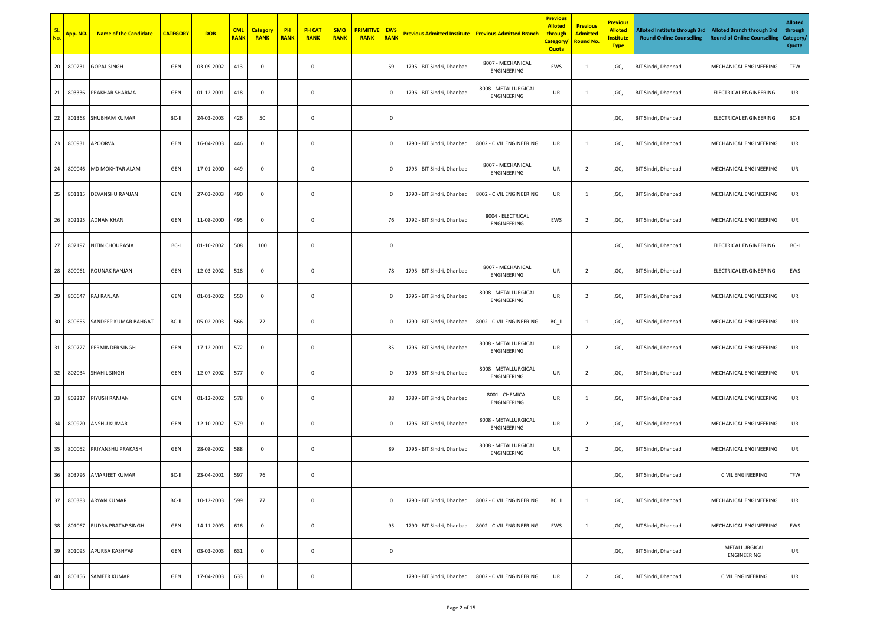| Sl. No. | App. NO. | Name of the Candidate | CATEGORY | DOB | CML RANK | Category RANK | PH RANK | PH CAT RANK | SMQ RANK | PRIMITIVE RANK | EWS RANK | Previous Admitted Institute | Previous Admitted Branch | Previous Alloted through Category/ Quota | Previous Admitted Round No. | Previous Alloted Institute Type | Alloted Institute through 3rd Round Online Counselling | Alloted Branch through 3rd Round of Online Counselling | Alloted through Category/ Quota |
|---|---|---|---|---|---|---|---|---|---|---|---|---|---|---|---|---|---|---|---|
| 20 | 800231 | GOPAL SINGH | GEN | 03-09-2002 | 413 | 0 | | 0 | | | 59 | 1795 - BIT Sindri, Dhanbad | 8007 - MECHANICAL ENGINEERING | EWS | 1 | ,GC, | BIT Sindri, Dhanbad | MECHANICAL ENGINEERING | TFW |
| 21 | 803336 | PRAKHAR SHARMA | GEN | 01-12-2001 | 418 | 0 | | 0 | | | 0 | 1796 - BIT Sindri, Dhanbad | 8008 - METALLURGICAL ENGINEERING | UR | 1 | ,GC, | BIT Sindri, Dhanbad | ELECTRICAL ENGINEERING | UR |
| 22 | 801368 | SHUBHAM KUMAR | BC-II | 24-03-2003 | 426 | 50 | | 0 | | | 0 | | | | | ,GC, | BIT Sindri, Dhanbad | ELECTRICAL ENGINEERING | BC-II |
| 23 | 800931 | APOORVA | GEN | 16-04-2003 | 446 | 0 | | 0 | | | 0 | 1790 - BIT Sindri, Dhanbad | 8002 - CIVIL ENGINEERING | UR | 1 | ,GC, | BIT Sindri, Dhanbad | MECHANICAL ENGINEERING | UR |
| 24 | 800046 | MD MOKHTAR ALAM | GEN | 17-01-2000 | 449 | 0 | | 0 | | | 0 | 1795 - BIT Sindri, Dhanbad | 8007 - MECHANICAL ENGINEERING | UR | 2 | ,GC, | BIT Sindri, Dhanbad | MECHANICAL ENGINEERING | UR |
| 25 | 801115 | DEVANSHU RANJAN | GEN | 27-03-2003 | 490 | 0 | | 0 | | | 0 | 1790 - BIT Sindri, Dhanbad | 8002 - CIVIL ENGINEERING | UR | 1 | ,GC, | BIT Sindri, Dhanbad | MECHANICAL ENGINEERING | UR |
| 26 | 802125 | ADNAN KHAN | GEN | 11-08-2000 | 495 | 0 | | 0 | | | 76 | 1792 - BIT Sindri, Dhanbad | 8004 - ELECTRICAL ENGINEERING | EWS | 2 | ,GC, | BIT Sindri, Dhanbad | MECHANICAL ENGINEERING | UR |
| 27 | 802197 | NITIN CHOURASIA | BC-I | 01-10-2002 | 508 | 100 | | 0 | | | 0 | | | | | ,GC, | BIT Sindri, Dhanbad | ELECTRICAL ENGINEERING | BC-I |
| 28 | 800061 | ROUNAK RANJAN | GEN | 12-03-2002 | 518 | 0 | | 0 | | | 78 | 1795 - BIT Sindri, Dhanbad | 8007 - MECHANICAL ENGINEERING | UR | 2 | ,GC, | BIT Sindri, Dhanbad | ELECTRICAL ENGINEERING | EWS |
| 29 | 800647 | RAJ RANJAN | GEN | 01-01-2002 | 550 | 0 | | 0 | | | 0 | 1796 - BIT Sindri, Dhanbad | 8008 - METALLURGICAL ENGINEERING | UR | 2 | ,GC, | BIT Sindri, Dhanbad | MECHANICAL ENGINEERING | UR |
| 30 | 800655 | SANDEEP KUMAR BAHGAT | BC-II | 05-02-2003 | 566 | 72 | | 0 | | | 0 | 1790 - BIT Sindri, Dhanbad | 8002 - CIVIL ENGINEERING | BC_II | 1 | ,GC, | BIT Sindri, Dhanbad | MECHANICAL ENGINEERING | UR |
| 31 | 800727 | PERMINDER SINGH | GEN | 17-12-2001 | 572 | 0 | | 0 | | | 85 | 1796 - BIT Sindri, Dhanbad | 8008 - METALLURGICAL ENGINEERING | UR | 2 | ,GC, | BIT Sindri, Dhanbad | MECHANICAL ENGINEERING | UR |
| 32 | 802034 | SHAHIL SINGH | GEN | 12-07-2002 | 577 | 0 | | 0 | | | 0 | 1796 - BIT Sindri, Dhanbad | 8008 - METALLURGICAL ENGINEERING | UR | 2 | ,GC, | BIT Sindri, Dhanbad | MECHANICAL ENGINEERING | UR |
| 33 | 802217 | PIYUSH RANJAN | GEN | 01-12-2002 | 578 | 0 | | 0 | | | 88 | 1789 - BIT Sindri, Dhanbad | 8001 - CHEMICAL ENGINEERING | UR | 1 | ,GC, | BIT Sindri, Dhanbad | MECHANICAL ENGINEERING | UR |
| 34 | 800920 | ANSHU KUMAR | GEN | 12-10-2002 | 579 | 0 | | 0 | | | 0 | 1796 - BIT Sindri, Dhanbad | 8008 - METALLURGICAL ENGINEERING | UR | 2 | ,GC, | BIT Sindri, Dhanbad | MECHANICAL ENGINEERING | UR |
| 35 | 800052 | PRIYANSHU PRAKASH | GEN | 28-08-2002 | 588 | 0 | | 0 | | | 89 | 1796 - BIT Sindri, Dhanbad | 8008 - METALLURGICAL ENGINEERING | UR | 2 | ,GC, | BIT Sindri, Dhanbad | MECHANICAL ENGINEERING | UR |
| 36 | 803796 | AMARJEET KUMAR | BC-II | 23-04-2001 | 597 | 76 | | 0 | | | | | | | | ,GC, | BIT Sindri, Dhanbad | CIVIL ENGINEERING | TFW |
| 37 | 800383 | ARYAN KUMAR | BC-II | 10-12-2003 | 599 | 77 | | 0 | | | 0 | 1790 - BIT Sindri, Dhanbad | 8002 - CIVIL ENGINEERING | BC_II | 1 | ,GC, | BIT Sindri, Dhanbad | MECHANICAL ENGINEERING | UR |
| 38 | 801067 | RUDRA PRATAP SINGH | GEN | 14-11-2003 | 616 | 0 | | 0 | | | 95 | 1790 - BIT Sindri, Dhanbad | 8002 - CIVIL ENGINEERING | EWS | 1 | ,GC, | BIT Sindri, Dhanbad | MECHANICAL ENGINEERING | EWS |
| 39 | 801095 | APURBA KASHYAP | GEN | 03-03-2003 | 631 | 0 | | 0 | | | 0 | | | | | ,GC, | BIT Sindri, Dhanbad | METALLURGICAL ENGINEERING | UR |
| 40 | 800156 | SAMEER KUMAR | GEN | 17-04-2003 | 633 | 0 | | 0 | | | | 1790 - BIT Sindri, Dhanbad | 8002 - CIVIL ENGINEERING | UR | 2 | ,GC, | BIT Sindri, Dhanbad | CIVIL ENGINEERING | UR |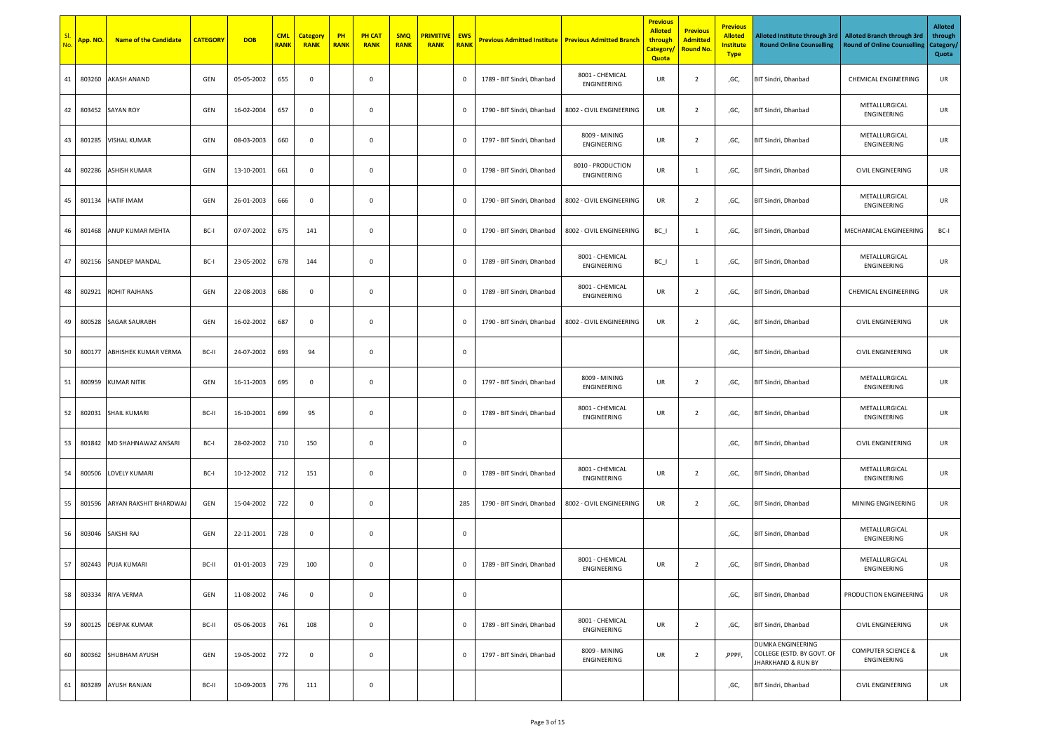| Sl. No. | App. NO. | Name of the Candidate | CATEGORY | DOB | CML RANK | Category RANK | PH RANK | PH CAT RANK | SMQ RANK | PRIMITIVE RANK | EWS RANK | Previous Admitted Institute | Previous Admitted Branch | Previous Alloted through Category/ Quota | Previous Admitted Round No. | Previous Alloted Institute Type | Alloted Institute through 3rd Round Online Counselling | Alloted Branch through 3rd Round of Online Counselling | Alloted through Category/ Quota |
|---|---|---|---|---|---|---|---|---|---|---|---|---|---|---|---|---|---|---|---|
| 41 | 803260 | AKASH ANAND | GEN | 05-05-2002 | 655 | 0 | | 0 | | | 0 | 1789 - BIT Sindri, Dhanbad | 8001 - CHEMICAL ENGINEERING | UR | 2 | ,GC, | BIT Sindri, Dhanbad | CHEMICAL ENGINEERING | UR |
| 42 | 803452 | SAYAN ROY | GEN | 16-02-2004 | 657 | 0 | | 0 | | | 0 | 1790 - BIT Sindri, Dhanbad | 8002 - CIVIL ENGINEERING | UR | 2 | ,GC, | BIT Sindri, Dhanbad | METALLURGICAL ENGINEERING | UR |
| 43 | 801285 | VISHAL KUMAR | GEN | 08-03-2003 | 660 | 0 | | 0 | | | 0 | 1797 - BIT Sindri, Dhanbad | 8009 - MINING ENGINEERING | UR | 2 | ,GC, | BIT Sindri, Dhanbad | METALLURGICAL ENGINEERING | UR |
| 44 | 802286 | ASHISH KUMAR | GEN | 13-10-2001 | 661 | 0 | | 0 | | | 0 | 1798 - BIT Sindri, Dhanbad | 8010 - PRODUCTION ENGINEERING | UR | 1 | ,GC, | BIT Sindri, Dhanbad | CIVIL ENGINEERING | UR |
| 45 | 801134 | HATIF IMAM | GEN | 26-01-2003 | 666 | 0 | | 0 | | | 0 | 1790 - BIT Sindri, Dhanbad | 8002 - CIVIL ENGINEERING | UR | 2 | ,GC, | BIT Sindri, Dhanbad | METALLURGICAL ENGINEERING | UR |
| 46 | 801468 | ANUP KUMAR MEHTA | BC-I | 07-07-2002 | 675 | 141 | | 0 | | | 0 | 1790 - BIT Sindri, Dhanbad | 8002 - CIVIL ENGINEERING | BC_I | 1 | ,GC, | BIT Sindri, Dhanbad | MECHANICAL ENGINEERING | BC-I |
| 47 | 802156 | SANDEEP MANDAL | BC-I | 23-05-2002 | 678 | 144 | | 0 | | | 0 | 1789 - BIT Sindri, Dhanbad | 8001 - CHEMICAL ENGINEERING | BC_I | 1 | ,GC, | BIT Sindri, Dhanbad | METALLURGICAL ENGINEERING | UR |
| 48 | 802921 | ROHIT RAJHANS | GEN | 22-08-2003 | 686 | 0 | | 0 | | | 0 | 1789 - BIT Sindri, Dhanbad | 8001 - CHEMICAL ENGINEERING | UR | 2 | ,GC, | BIT Sindri, Dhanbad | CHEMICAL ENGINEERING | UR |
| 49 | 800528 | SAGAR SAURABH | GEN | 16-02-2002 | 687 | 0 | | 0 | | | 0 | 1790 - BIT Sindri, Dhanbad | 8002 - CIVIL ENGINEERING | UR | 2 | ,GC, | BIT Sindri, Dhanbad | CIVIL ENGINEERING | UR |
| 50 | 800177 | ABHISHEK KUMAR VERMA | BC-II | 24-07-2002 | 693 | 94 | | 0 | | | 0 | | | | | ,GC, | BIT Sindri, Dhanbad | CIVIL ENGINEERING | UR |
| 51 | 800959 | KUMAR NITIK | GEN | 16-11-2003 | 695 | 0 | | 0 | | | 0 | 1797 - BIT Sindri, Dhanbad | 8009 - MINING ENGINEERING | UR | 2 | ,GC, | BIT Sindri, Dhanbad | METALLURGICAL ENGINEERING | UR |
| 52 | 802031 | SHAIL KUMARI | BC-II | 16-10-2001 | 699 | 95 | | 0 | | | 0 | 1789 - BIT Sindri, Dhanbad | 8001 - CHEMICAL ENGINEERING | UR | 2 | ,GC, | BIT Sindri, Dhanbad | METALLURGICAL ENGINEERING | UR |
| 53 | 801842 | MD SHAHNAWAZ ANSARI | BC-I | 28-02-2002 | 710 | 150 | | 0 | | | 0 | | | | | ,GC, | BIT Sindri, Dhanbad | CIVIL ENGINEERING | UR |
| 54 | 800506 | LOVELY KUMARI | BC-I | 10-12-2002 | 712 | 151 | | 0 | | | 0 | 1789 - BIT Sindri, Dhanbad | 8001 - CHEMICAL ENGINEERING | UR | 2 | ,GC, | BIT Sindri, Dhanbad | METALLURGICAL ENGINEERING | UR |
| 55 | 801596 | ARYAN RAKSHIT BHARDWAJ | GEN | 15-04-2002 | 722 | 0 | | 0 | | | 285 | 1790 - BIT Sindri, Dhanbad | 8002 - CIVIL ENGINEERING | UR | 2 | ,GC, | BIT Sindri, Dhanbad | MINING ENGINEERING | UR |
| 56 | 803046 | SAKSHI RAJ | GEN | 22-11-2001 | 728 | 0 | | 0 | | | 0 | | | | | ,GC, | BIT Sindri, Dhanbad | METALLURGICAL ENGINEERING | UR |
| 57 | 802443 | PUJA KUMARI | BC-II | 01-01-2003 | 729 | 100 | | 0 | | | 0 | 1789 - BIT Sindri, Dhanbad | 8001 - CHEMICAL ENGINEERING | UR | 2 | ,GC, | BIT Sindri, Dhanbad | METALLURGICAL ENGINEERING | UR |
| 58 | 803334 | RIYA VERMA | GEN | 11-08-2002 | 746 | 0 | | 0 | | | 0 | | | | | ,GC, | BIT Sindri, Dhanbad | PRODUCTION ENGINEERING | UR |
| 59 | 800125 | DEEPAK KUMAR | BC-II | 05-06-2003 | 761 | 108 | | 0 | | | 0 | 1789 - BIT Sindri, Dhanbad | 8001 - CHEMICAL ENGINEERING | UR | 2 | ,GC, | BIT Sindri, Dhanbad | CIVIL ENGINEERING | UR |
| 60 | 800362 | SHUBHAM AYUSH | GEN | 19-05-2002 | 772 | 0 | | 0 | | | 0 | 1797 - BIT Sindri, Dhanbad | 8009 - MINING ENGINEERING | UR | 2 | ,PPPF, | DUMKA ENGINEERING COLLEGE (ESTD. BY GOVT. OF JHARKHAND & RUN BY | COMPUTER SCIENCE & ENGINEERING | UR |
| 61 | 803289 | AYUSH RANJAN | BC-II | 10-09-2003 | 776 | 111 | | 0 | | | | | | | | ,GC, | BIT Sindri, Dhanbad | CIVIL ENGINEERING | UR |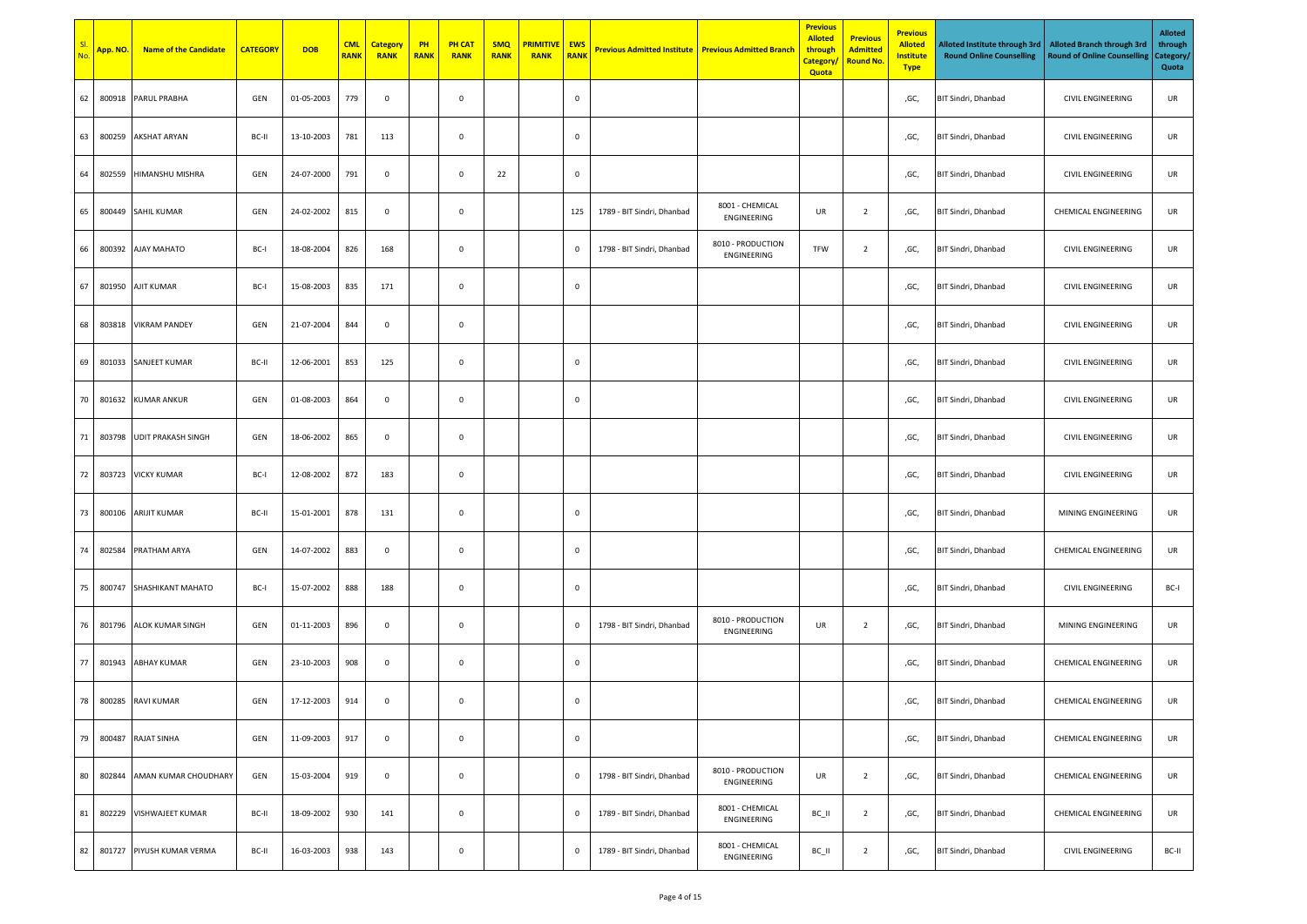| Sl. No. | App. NO. | Name of the Candidate | CATEGORY | DOB | CML RANK | Category RANK | PH RANK | PH CAT RANK | SMQ RANK | PRIMITIVE RANK | EWS RANK | Previous Admitted Institute | Previous Admitted Branch | Previous Alloted through Category/ Quota | Previous Admitted Round No. | Previous Alloted Institute Type | Alloted Institute through 3rd Round Online Counselling | Alloted Branch through 3rd Round of Online Counselling | Alloted through Category/ Quota |
|---|---|---|---|---|---|---|---|---|---|---|---|---|---|---|---|---|---|---|---|
| 62 | 800918 | PARUL PRABHA | GEN | 01-05-2003 | 779 | 0 | | 0 | | | 0 | | | | | ,GC, | BIT Sindri, Dhanbad | CIVIL ENGINEERING | UR |
| 63 | 800259 | AKSHAT ARYAN | BC-II | 13-10-2003 | 781 | 113 | | 0 | | | 0 | | | | | ,GC, | BIT Sindri, Dhanbad | CIVIL ENGINEERING | UR |
| 64 | 802559 | HIMANSHU MISHRA | GEN | 24-07-2000 | 791 | 0 | | 0 | 22 | | 0 | | | | | ,GC, | BIT Sindri, Dhanbad | CIVIL ENGINEERING | UR |
| 65 | 800449 | SAHIL KUMAR | GEN | 24-02-2002 | 815 | 0 | | 0 | | | 125 | 1789 - BIT Sindri, Dhanbad | 8001 - CHEMICAL ENGINEERING | UR | 2 | ,GC, | BIT Sindri, Dhanbad | CHEMICAL ENGINEERING | UR |
| 66 | 800392 | AJAY MAHATO | BC-I | 18-08-2004 | 826 | 168 | | 0 | | | 0 | 1798 - BIT Sindri, Dhanbad | 8010 - PRODUCTION ENGINEERING | TFW | 2 | ,GC, | BIT Sindri, Dhanbad | CIVIL ENGINEERING | UR |
| 67 | 801950 | AJIT KUMAR | BC-I | 15-08-2003 | 835 | 171 | | 0 | | | 0 | | | | | ,GC, | BIT Sindri, Dhanbad | CIVIL ENGINEERING | UR |
| 68 | 803818 | VIKRAM PANDEY | GEN | 21-07-2004 | 844 | 0 | | 0 | | | | | | | | ,GC, | BIT Sindri, Dhanbad | CIVIL ENGINEERING | UR |
| 69 | 801033 | SANJEET KUMAR | BC-II | 12-06-2001 | 853 | 125 | | 0 | | | 0 | | | | | ,GC, | BIT Sindri, Dhanbad | CIVIL ENGINEERING | UR |
| 70 | 801632 | KUMAR ANKUR | GEN | 01-08-2003 | 864 | 0 | | 0 | | | 0 | | | | | ,GC, | BIT Sindri, Dhanbad | CIVIL ENGINEERING | UR |
| 71 | 803798 | UDIT PRAKASH SINGH | GEN | 18-06-2002 | 865 | 0 | | 0 | | | | | | | | ,GC, | BIT Sindri, Dhanbad | CIVIL ENGINEERING | UR |
| 72 | 803723 | VICKY KUMAR | BC-I | 12-08-2002 | 872 | 183 | | 0 | | | | | | | | ,GC, | BIT Sindri, Dhanbad | CIVIL ENGINEERING | UR |
| 73 | 800106 | ARIJIT KUMAR | BC-II | 15-01-2001 | 878 | 131 | | 0 | | | 0 | | | | | ,GC, | BIT Sindri, Dhanbad | MINING ENGINEERING | UR |
| 74 | 802584 | PRATHAM ARYA | GEN | 14-07-2002 | 883 | 0 | | 0 | | | 0 | | | | | ,GC, | BIT Sindri, Dhanbad | CHEMICAL ENGINEERING | UR |
| 75 | 800747 | SHASHIKANT MAHATO | BC-I | 15-07-2002 | 888 | 188 | | 0 | | | 0 | | | | | ,GC, | BIT Sindri, Dhanbad | CIVIL ENGINEERING | BC-I |
| 76 | 801796 | ALOK KUMAR SINGH | GEN | 01-11-2003 | 896 | 0 | | 0 | | | 0 | 1798 - BIT Sindri, Dhanbad | 8010 - PRODUCTION ENGINEERING | UR | 2 | ,GC, | BIT Sindri, Dhanbad | MINING ENGINEERING | UR |
| 77 | 801943 | ABHAY KUMAR | GEN | 23-10-2003 | 908 | 0 | | 0 | | | 0 | | | | | ,GC, | BIT Sindri, Dhanbad | CHEMICAL ENGINEERING | UR |
| 78 | 800285 | RAVI KUMAR | GEN | 17-12-2003 | 914 | 0 | | 0 | | | 0 | | | | | ,GC, | BIT Sindri, Dhanbad | CHEMICAL ENGINEERING | UR |
| 79 | 800487 | RAJAT SINHA | GEN | 11-09-2003 | 917 | 0 | | 0 | | | 0 | | | | | ,GC, | BIT Sindri, Dhanbad | CHEMICAL ENGINEERING | UR |
| 80 | 802844 | AMAN KUMAR CHOUDHARY | GEN | 15-03-2004 | 919 | 0 | | 0 | | | 0 | 1798 - BIT Sindri, Dhanbad | 8010 - PRODUCTION ENGINEERING | UR | 2 | ,GC, | BIT Sindri, Dhanbad | CHEMICAL ENGINEERING | UR |
| 81 | 802229 | VISHWAJEET KUMAR | BC-II | 18-09-2002 | 930 | 141 | | 0 | | | 0 | 1789 - BIT Sindri, Dhanbad | 8001 - CHEMICAL ENGINEERING | BC_II | 2 | ,GC, | BIT Sindri, Dhanbad | CHEMICAL ENGINEERING | UR |
| 82 | 801727 | PIYUSH KUMAR VERMA | BC-II | 16-03-2003 | 938 | 143 | | 0 | | | 0 | 1789 - BIT Sindri, Dhanbad | 8001 - CHEMICAL ENGINEERING | BC_II | 2 | ,GC, | BIT Sindri, Dhanbad | CIVIL ENGINEERING | BC-II |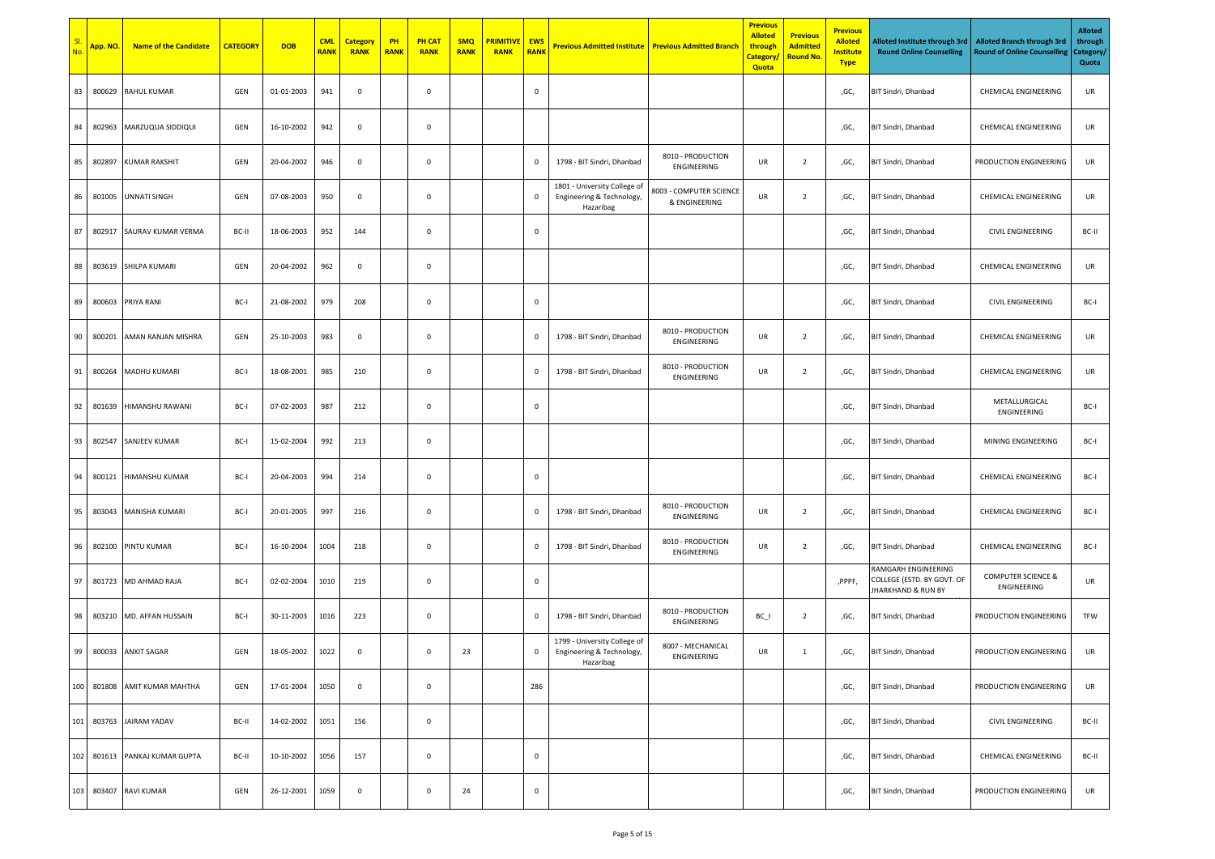| Sl. No. | App. NO. | Name of the Candidate | CATEGORY | DOB | CML RANK | Category RANK | PH RANK | PH CAT RANK | SMQ RANK | PRIMITIVE RANK | EWS RANK | Previous Admitted Institute | Previous Admitted Branch | Previous Alloted through Category/ Quota | Previous Admitted Round No. | Previous Alloted Institute Type | Alloted Institute through 3rd Round Online Counselling | Alloted Branch through 3rd Round of Online Counselling | Alloted through Category/ Quota |
|---|---|---|---|---|---|---|---|---|---|---|---|---|---|---|---|---|---|---|---|
| 83 | 800629 | RAHUL KUMAR | GEN | 01-01-2003 | 941 | 0 | | 0 | | | 0 | | | | | ,GC, | BIT Sindri, Dhanbad | CHEMICAL ENGINEERING | UR |
| 84 | 802963 | MARZUQUA SIDDIQUI | GEN | 16-10-2002 | 942 | 0 | | 0 | | | | | | | | ,GC, | BIT Sindri, Dhanbad | CHEMICAL ENGINEERING | UR |
| 85 | 802897 | KUMAR RAKSHIT | GEN | 20-04-2002 | 946 | 0 | | 0 | | | 0 | 1798 - BIT Sindri, Dhanbad | 8010 - PRODUCTION ENGINEERING | UR | 2 | ,GC, | BIT Sindri, Dhanbad | PRODUCTION ENGINEERING | UR |
| 86 | 801005 | UNNATI SINGH | GEN | 07-08-2003 | 950 | 0 | | 0 | | | 0 | 1801 - University College of Engineering & Technology, Hazaribag | 8003 - COMPUTER SCIENCE & ENGINEERING | UR | 2 | ,GC, | BIT Sindri, Dhanbad | CHEMICAL ENGINEERING | UR |
| 87 | 802917 | SAURAV KUMAR VERMA | BC-II | 18-06-2003 | 952 | 144 | | 0 | | | 0 | | | | | ,GC, | BIT Sindri, Dhanbad | CIVIL ENGINEERING | BC-II |
| 88 | 803619 | SHILPA KUMARI | GEN | 20-04-2002 | 962 | 0 | | 0 | | | | | | | | ,GC, | BIT Sindri, Dhanbad | CHEMICAL ENGINEERING | UR |
| 89 | 800603 | PRIYA RANI | BC-I | 21-08-2002 | 979 | 208 | | 0 | | | 0 | | | | | ,GC, | BIT Sindri, Dhanbad | CIVIL ENGINEERING | BC-I |
| 90 | 800201 | AMAN RANJAN MISHRA | GEN | 25-10-2003 | 983 | 0 | | 0 | | | 0 | 1798 - BIT Sindri, Dhanbad | 8010 - PRODUCTION ENGINEERING | UR | 2 | ,GC, | BIT Sindri, Dhanbad | CHEMICAL ENGINEERING | UR |
| 91 | 800264 | MADHU KUMARI | BC-I | 18-08-2001 | 985 | 210 | | 0 | | | 0 | 1798 - BIT Sindri, Dhanbad | 8010 - PRODUCTION ENGINEERING | UR | 2 | ,GC, | BIT Sindri, Dhanbad | CHEMICAL ENGINEERING | UR |
| 92 | 801639 | HIMANSHU RAWANI | BC-I | 07-02-2003 | 987 | 212 | | 0 | | | 0 | | | | | ,GC, | BIT Sindri, Dhanbad | METALLURGICAL ENGINEERING | BC-I |
| 93 | 802547 | SANJEEV KUMAR | BC-I | 15-02-2004 | 992 | 213 | | 0 | | | | | | | | ,GC, | BIT Sindri, Dhanbad | MINING ENGINEERING | BC-I |
| 94 | 800121 | HIMANSHU KUMAR | BC-I | 20-04-2003 | 994 | 214 | | 0 | | | 0 | | | | | ,GC, | BIT Sindri, Dhanbad | CHEMICAL ENGINEERING | BC-I |
| 95 | 803043 | MANISHA KUMARI | BC-I | 20-01-2005 | 997 | 216 | | 0 | | | 0 | 1798 - BIT Sindri, Dhanbad | 8010 - PRODUCTION ENGINEERING | UR | 2 | ,GC, | BIT Sindri, Dhanbad | CHEMICAL ENGINEERING | BC-I |
| 96 | 802100 | PINTU KUMAR | BC-I | 16-10-2004 | 1004 | 218 | | 0 | | | 0 | 1798 - BIT Sindri, Dhanbad | 8010 - PRODUCTION ENGINEERING | UR | 2 | ,GC, | BIT Sindri, Dhanbad | CHEMICAL ENGINEERING | BC-I |
| 97 | 801723 | MD AHMAD RAJA | BC-I | 02-02-2004 | 1010 | 219 | | 0 | | | 0 | | | | | ,PPPF, | RAMGARH ENGINEERING COLLEGE (ESTD. BY GOVT. OF JHARKHAND & RUN BY | COMPUTER SCIENCE & ENGINEERING | UR |
| 98 | 803210 | MD. AFFAN HUSSAIN | BC-I | 30-11-2003 | 1016 | 223 | | 0 | | | 0 | 1798 - BIT Sindri, Dhanbad | 8010 - PRODUCTION ENGINEERING | BC_I | 2 | ,GC, | BIT Sindri, Dhanbad | PRODUCTION ENGINEERING | TFW |
| 99 | 800033 | ANKIT SAGAR | GEN | 18-05-2002 | 1022 | 0 | | 0 | 23 | | 0 | 1799 - University College of Engineering & Technology, Hazaribag | 8007 - MECHANICAL ENGINEERING | UR | 1 | ,GC, | BIT Sindri, Dhanbad | PRODUCTION ENGINEERING | UR |
| 100 | 801808 | AMIT KUMAR MAHTHA | GEN | 17-01-2004 | 1050 | 0 | | 0 | | | 286 | | | | | ,GC, | BIT Sindri, Dhanbad | PRODUCTION ENGINEERING | UR |
| 101 | 803763 | JAIRAM YADAV | BC-II | 14-02-2002 | 1051 | 156 | | 0 | | | | | | | | ,GC, | BIT Sindri, Dhanbad | CIVIL ENGINEERING | BC-II |
| 102 | 801613 | PANKAJ KUMAR GUPTA | BC-II | 10-10-2002 | 1056 | 157 | | 0 | | | 0 | | | | | ,GC, | BIT Sindri, Dhanbad | CHEMICAL ENGINEERING | BC-II |
| 103 | 803407 | RAVI KUMAR | GEN | 26-12-2001 | 1059 | 0 | | 0 | 24 | | 0 | | | | | ,GC, | BIT Sindri, Dhanbad | PRODUCTION ENGINEERING | UR |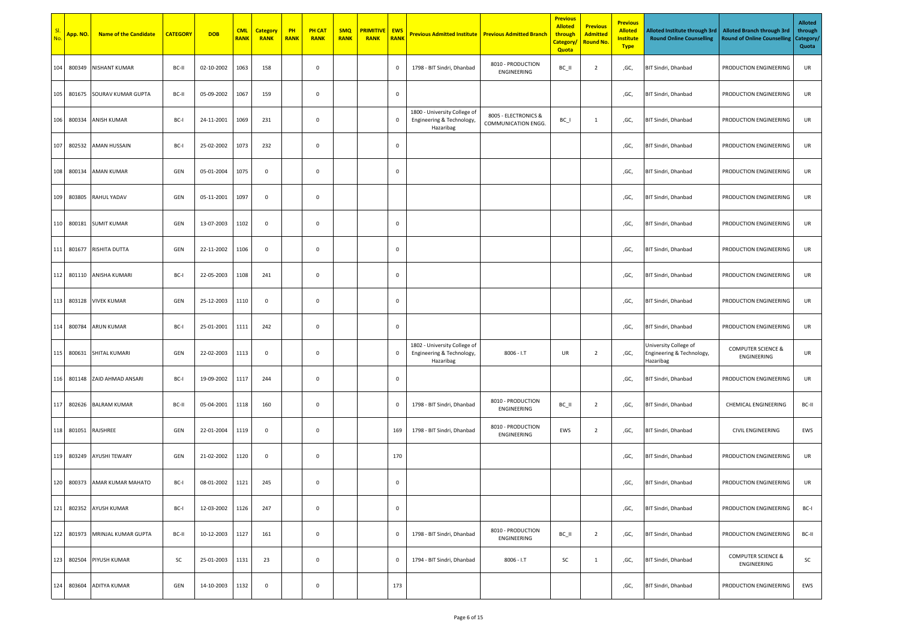| Sl. No. | App. NO. | Name of the Candidate | CATEGORY | DOB | CML RANK | Category RANK | PH RANK | PH CAT RANK | SMQ RANK | PRIMITIVE RANK | EWS RANK | Previous Admitted Institute | Previous Admitted Branch | Previous Alloted through Category/ Quota | Previous Admitted Round No. | Previous Alloted Institute Type | Alloted Institute through 3rd Round Online Counselling | Alloted Branch through 3rd Round of Online Counselling | Alloted through Category/ Quota |
|---|---|---|---|---|---|---|---|---|---|---|---|---|---|---|---|---|---|---|---|
| 104 | 800349 | NISHANT KUMAR | BC-II | 02-10-2002 | 1063 | 158 | | 0 | | | 0 | 1798 - BIT Sindri, Dhanbad | 8010 - PRODUCTION ENGINEERING | BC_II | 2 | ,GC, | BIT Sindri, Dhanbad | PRODUCTION ENGINEERING | UR |
| 105 | 801675 | SOURAV KUMAR GUPTA | BC-II | 05-09-2002 | 1067 | 159 | | 0 | | | 0 | | | | | ,GC, | BIT Sindri, Dhanbad | PRODUCTION ENGINEERING | UR |
| 106 | 800334 | ANISH KUMAR | BC-I | 24-11-2001 | 1069 | 231 | | 0 | | | 0 | 1800 - University College of Engineering & Technology, Hazaribag | 8005 - ELECTRONICS & COMMUNICATION ENGG. | BC_I | 1 | ,GC, | BIT Sindri, Dhanbad | PRODUCTION ENGINEERING | UR |
| 107 | 802532 | AMAN HUSSAIN | BC-I | 25-02-2002 | 1073 | 232 | | 0 | | | 0 | | | | | ,GC, | BIT Sindri, Dhanbad | PRODUCTION ENGINEERING | UR |
| 108 | 800134 | AMAN KUMAR | GEN | 05-01-2004 | 1075 | 0 | | 0 | | | 0 | | | | | ,GC, | BIT Sindri, Dhanbad | PRODUCTION ENGINEERING | UR |
| 109 | 803805 | RAHUL YADAV | GEN | 05-11-2001 | 1097 | 0 | | 0 | | | | | | | | ,GC, | BIT Sindri, Dhanbad | PRODUCTION ENGINEERING | UR |
| 110 | 800181 | SUMIT KUMAR | GEN | 13-07-2003 | 1102 | 0 | | 0 | | | 0 | | | | | ,GC, | BIT Sindri, Dhanbad | PRODUCTION ENGINEERING | UR |
| 111 | 801677 | RISHITA DUTTA | GEN | 22-11-2002 | 1106 | 0 | | 0 | | | 0 | | | | | ,GC, | BIT Sindri, Dhanbad | PRODUCTION ENGINEERING | UR |
| 112 | 801110 | ANISHA KUMARI | BC-I | 22-05-2003 | 1108 | 241 | | 0 | | | 0 | | | | | ,GC, | BIT Sindri, Dhanbad | PRODUCTION ENGINEERING | UR |
| 113 | 803128 | VIVEK KUMAR | GEN | 25-12-2003 | 1110 | 0 | | 0 | | | 0 | | | | | ,GC, | BIT Sindri, Dhanbad | PRODUCTION ENGINEERING | UR |
| 114 | 800784 | ARUN KUMAR | BC-I | 25-01-2001 | 1111 | 242 | | 0 | | | 0 | | | | | ,GC, | BIT Sindri, Dhanbad | PRODUCTION ENGINEERING | UR |
| 115 | 800631 | SHITAL KUMARI | GEN | 22-02-2003 | 1113 | 0 | | 0 | | | 0 | 1802 - University College of Engineering & Technology, Hazaribag | 8006 - I.T | UR | 2 | ,GC, | University College of Engineering & Technology, Hazaribag | COMPUTER SCIENCE & ENGINEERING | UR |
| 116 | 801148 | ZAID AHMAD ANSARI | BC-I | 19-09-2002 | 1117 | 244 | | 0 | | | 0 | | | | | ,GC, | BIT Sindri, Dhanbad | PRODUCTION ENGINEERING | UR |
| 117 | 802626 | BALRAM KUMAR | BC-II | 05-04-2001 | 1118 | 160 | | 0 | | | 0 | 1798 - BIT Sindri, Dhanbad | 8010 - PRODUCTION ENGINEERING | BC_II | 2 | ,GC, | BIT Sindri, Dhanbad | CHEMICAL ENGINEERING | BC-II |
| 118 | 801051 | RAJSHREE | GEN | 22-01-2004 | 1119 | 0 | | 0 | | | 169 | 1798 - BIT Sindri, Dhanbad | 8010 - PRODUCTION ENGINEERING | EWS | 2 | ,GC, | BIT Sindri, Dhanbad | CIVIL ENGINEERING | EWS |
| 119 | 803249 | AYUSHI TEWARY | GEN | 21-02-2002 | 1120 | 0 | | 0 | | | 170 | | | | | ,GC, | BIT Sindri, Dhanbad | PRODUCTION ENGINEERING | UR |
| 120 | 800373 | AMAR KUMAR MAHATO | BC-I | 08-01-2002 | 1121 | 245 | | 0 | | | 0 | | | | | ,GC, | BIT Sindri, Dhanbad | PRODUCTION ENGINEERING | UR |
| 121 | 802352 | AYUSH KUMAR | BC-I | 12-03-2002 | 1126 | 247 | | 0 | | | 0 | | | | | ,GC, | BIT Sindri, Dhanbad | PRODUCTION ENGINEERING | BC-I |
| 122 | 801973 | MRINJAL KUMAR GUPTA | BC-II | 10-12-2003 | 1127 | 161 | | 0 | | | 0 | 1798 - BIT Sindri, Dhanbad | 8010 - PRODUCTION ENGINEERING | BC_II | 2 | ,GC, | BIT Sindri, Dhanbad | PRODUCTION ENGINEERING | BC-II |
| 123 | 802504 | PIYUSH KUMAR | SC | 25-01-2003 | 1131 | 23 | | 0 | | | 0 | 1794 - BIT Sindri, Dhanbad | 8006 - I.T | SC | 1 | ,GC, | BIT Sindri, Dhanbad | COMPUTER SCIENCE & ENGINEERING | SC |
| 124 | 803604 | ADITYA KUMAR | GEN | 14-10-2003 | 1132 | 0 | | 0 | | | 173 | | | | | ,GC, | BIT Sindri, Dhanbad | PRODUCTION ENGINEERING | EWS |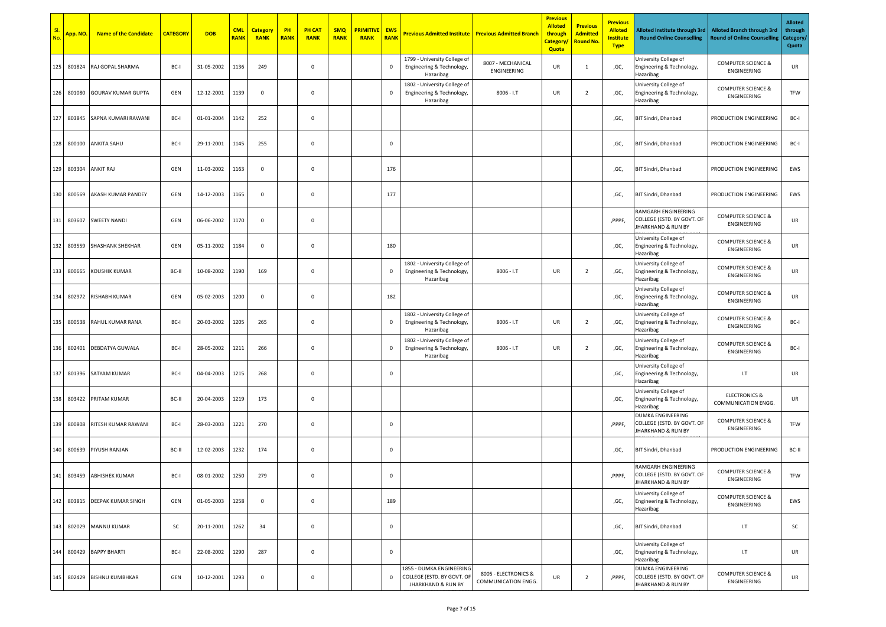| Sl. No. | App. NO. | Name of the Candidate | CATEGORY | DOB | CML RANK | Category RANK | PH RANK | PH CAT RANK | SMQ RANK | PRIMITIVE RANK | EWS RANK | Previous Admitted Institute | Previous Admitted Branch | Previous Alloted through Category/ Quota | Previous Admitted Round No. | Previous Alloted Institute Type | Alloted Institute through 3rd Round Online Counselling | Alloted Branch through 3rd Round of Online Counselling | Alloted through Category/ Quota |
|---|---|---|---|---|---|---|---|---|---|---|---|---|---|---|---|---|---|---|---|
| 125 | 801824 | RAJ GOPAL SHARMA | BC-I | 31-05-2002 | 1136 | 249 | | 0 | | | 0 | 1799 - University College of Engineering & Technology, Hazaribag | 8007 - MECHANICAL ENGINEERING | UR | 1 | ,GC, | University College of Engineering & Technology, Hazaribag | COMPUTER SCIENCE & ENGINEERING | UR |
| 126 | 801080 | GOURAV KUMAR GUPTA | GEN | 12-12-2001 | 1139 | 0 | | 0 | | | 0 | 1802 - University College of Engineering & Technology, Hazaribag | 8006 - I.T | UR | 2 | ,GC, | University College of Engineering & Technology, Hazaribag | COMPUTER SCIENCE & ENGINEERING | TFW |
| 127 | 803845 | SAPNA KUMARI RAWANI | BC-I | 01-01-2004 | 1142 | 252 | | 0 | | | | | | | | ,GC, | BIT Sindri, Dhanbad | PRODUCTION ENGINEERING | BC-I |
| 128 | 800100 | ANKITA SAHU | BC-I | 29-11-2001 | 1145 | 255 | | 0 | | | 0 | | | | | ,GC, | BIT Sindri, Dhanbad | PRODUCTION ENGINEERING | BC-I |
| 129 | 803304 | ANKIT RAJ | GEN | 11-03-2002 | 1163 | 0 | | 0 | | | 176 | | | | | ,GC, | BIT Sindri, Dhanbad | PRODUCTION ENGINEERING | EWS |
| 130 | 800569 | AKASH KUMAR PANDEY | GEN | 14-12-2003 | 1165 | 0 | | 0 | | | 177 | | | | | ,GC, | BIT Sindri, Dhanbad | PRODUCTION ENGINEERING | EWS |
| 131 | 803607 | SWEETY NANDI | GEN | 06-06-2002 | 1170 | 0 | | 0 | | | | | | | | ,PPPF, | RAMGARH ENGINEERING COLLEGE (ESTD. BY GOVT. OF JHARKHAND & RUN BY | COMPUTER SCIENCE & ENGINEERING | UR |
| 132 | 803559 | SHASHANK SHEKHAR | GEN | 05-11-2002 | 1184 | 0 | | 0 | | | 180 | | | | | ,GC, | University College of Engineering & Technology, Hazaribag | COMPUTER SCIENCE & ENGINEERING | UR |
| 133 | 800665 | KOUSHIK KUMAR | BC-II | 10-08-2002 | 1190 | 169 | | 0 | | | 0 | 1802 - University College of Engineering & Technology, Hazaribag | 8006 - I.T | UR | 2 | ,GC, | University College of Engineering & Technology, Hazaribag | COMPUTER SCIENCE & ENGINEERING | UR |
| 134 | 802972 | RISHABH KUMAR | GEN | 05-02-2003 | 1200 | 0 | | 0 | | | 182 | | | | | ,GC, | University College of Engineering & Technology, Hazaribag | COMPUTER SCIENCE & ENGINEERING | UR |
| 135 | 800538 | RAHUL KUMAR RANA | BC-I | 20-03-2002 | 1205 | 265 | | 0 | | | 0 | 1802 - University College of Engineering & Technology, Hazaribag | 8006 - I.T | UR | 2 | ,GC, | University College of Engineering & Technology, Hazaribag | COMPUTER SCIENCE & ENGINEERING | BC-I |
| 136 | 802401 | DEBDATYA GUWALA | BC-I | 28-05-2002 | 1211 | 266 | | 0 | | | 0 | 1802 - University College of Engineering & Technology, Hazaribag | 8006 - I.T | UR | 2 | ,GC, | University College of Engineering & Technology, Hazaribag | COMPUTER SCIENCE & ENGINEERING | BC-I |
| 137 | 801396 | SATYAM KUMAR | BC-I | 04-04-2003 | 1215 | 268 | | 0 | | | 0 | | | | | ,GC, | University College of Engineering & Technology, Hazaribag | I.T | UR |
| 138 | 803422 | PRITAM KUMAR | BC-II | 20-04-2003 | 1219 | 173 | | 0 | | | | | | | | ,GC, | University College of Engineering & Technology, Hazaribag | ELECTRONICS & COMMUNICATION ENGG. | UR |
| 139 | 800808 | RITESH KUMAR RAWANI | BC-I | 28-03-2003 | 1221 | 270 | | 0 | | | 0 | | | | | ,PPPF, | DUMKA ENGINEERING COLLEGE (ESTD. BY GOVT. OF JHARKHAND & RUN BY | COMPUTER SCIENCE & ENGINEERING | TFW |
| 140 | 800639 | PIYUSH RANJAN | BC-II | 12-02-2003 | 1232 | 174 | | 0 | | | 0 | | | | | ,GC, | BIT Sindri, Dhanbad | PRODUCTION ENGINEERING | BC-II |
| 141 | 803459 | ABHISHEK KUMAR | BC-I | 08-01-2002 | 1250 | 279 | | 0 | | | 0 | | | | | ,PPPF, | RAMGARH ENGINEERING COLLEGE (ESTD. BY GOVT. OF JHARKHAND & RUN BY | COMPUTER SCIENCE & ENGINEERING | TFW |
| 142 | 803815 | DEEPAK KUMAR SINGH | GEN | 01-05-2003 | 1258 | 0 | | 0 | | | 189 | | | | | ,GC, | University College of Engineering & Technology, Hazaribag | COMPUTER SCIENCE & ENGINEERING | EWS |
| 143 | 802029 | MANNU KUMAR | SC | 20-11-2001 | 1262 | 34 | | 0 | | | 0 | | | | | ,GC, | BIT Sindri, Dhanbad | I.T | SC |
| 144 | 800429 | BAPPY BHARTI | BC-I | 22-08-2002 | 1290 | 287 | | 0 | | | 0 | | | | | ,GC, | University College of Engineering & Technology, Hazaribag | I.T | UR |
| 145 | 802429 | BISHNU KUMBHKAR | GEN | 10-12-2001 | 1293 | 0 | | 0 | | | 0 | 1855 - DUMKA ENGINEERING COLLEGE (ESTD. BY GOVT. OF JHARKHAND & RUN BY | 8005 - ELECTRONICS & COMMUNICATION ENGG. | UR | 2 | ,PPPF, | DUMKA ENGINEERING COLLEGE (ESTD. BY GOVT. OF JHARKHAND & RUN BY | COMPUTER SCIENCE & ENGINEERING | UR |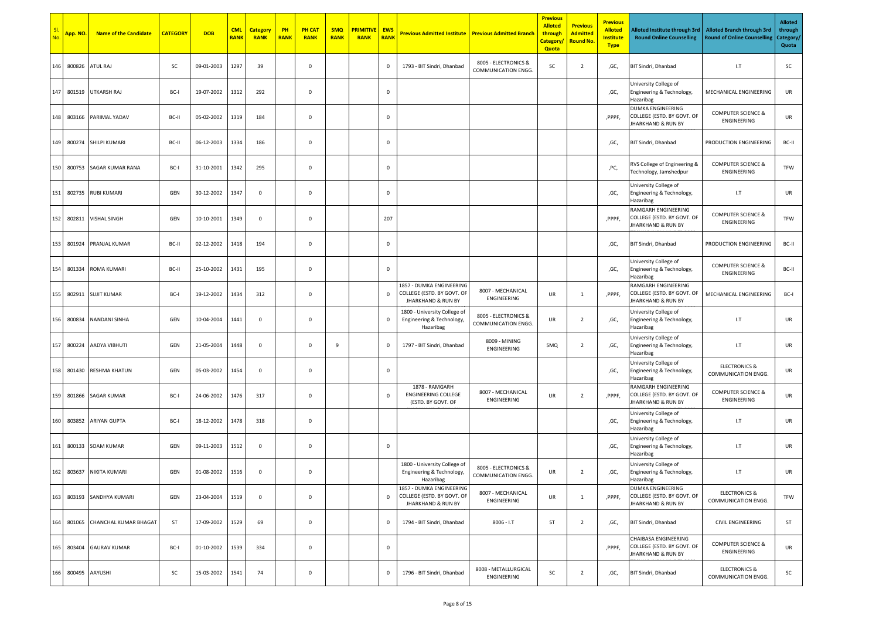| Sl. No. | App. NO. | Name of the Candidate | CATEGORY | DOB | CML RANK | Category RANK | PH RANK | PH CAT RANK | SMQ RANK | PRIMITIVE RANK | EWS RANK | Previous Admitted Institute | Previous Admitted Branch | Previous Alloted through Category/ Quota | Previous Admitted Round No. | Previous Alloted Institute Type | Alloted Institute through 3rd Round Online Counselling | Alloted Branch through 3rd Round of Online Counselling | Alloted through Category/ Quota |
|---|---|---|---|---|---|---|---|---|---|---|---|---|---|---|---|---|---|---|---|
| 146 | 800826 | ATUL RAJ | SC | 09-01-2003 | 1297 | 39 | | 0 | | | 0 | 1793 - BIT Sindri, Dhanbad | 8005 - ELECTRONICS & COMMUNICATION ENGG. | SC | 2 | ,GC, | BIT Sindri, Dhanbad | I.T | SC |
| 147 | 801519 | UTKARSH RAJ | BC-I | 19-07-2002 | 1312 | 292 | | 0 | | | 0 | | | | | ,GC, | University College of Engineering & Technology, Hazaribag | MECHANICAL ENGINEERING | UR |
| 148 | 803166 | PARIMAL YADAV | BC-II | 05-02-2002 | 1319 | 184 | | 0 | | | 0 | | | | | ,PPPF, | DUMKA ENGINEERING COLLEGE (ESTD. BY GOVT. OF JHARKHAND & RUN BY | COMPUTER SCIENCE & ENGINEERING | UR |
| 149 | 800274 | SHILPI KUMARI | BC-II | 06-12-2003 | 1334 | 186 | | 0 | | | 0 | | | | | ,GC, | BIT Sindri, Dhanbad | PRODUCTION ENGINEERING | BC-II |
| 150 | 800753 | SAGAR KUMAR RANA | BC-I | 31-10-2001 | 1342 | 295 | | 0 | | | 0 | | | | | ,PC, | RVS College of Engineering & Technology, Jamshedpur | COMPUTER SCIENCE & ENGINEERING | TFW |
| 151 | 802735 | RUBI KUMARI | GEN | 30-12-2002 | 1347 | 0 | | 0 | | | 0 | | | | | ,GC, | University College of Engineering & Technology, Hazaribag | I.T | UR |
| 152 | 802811 | VISHAL SINGH | GEN | 10-10-2001 | 1349 | 0 | | 0 | | | 207 | | | | | ,PPPF, | RAMGARH ENGINEERING COLLEGE (ESTD. BY GOVT. OF JHARKHAND & RUN BY | COMPUTER SCIENCE & ENGINEERING | TFW |
| 153 | 801924 | PRANJAL KUMAR | BC-II | 02-12-2002 | 1418 | 194 | | 0 | | | 0 | | | | | ,GC, | BIT Sindri, Dhanbad | PRODUCTION ENGINEERING | BC-II |
| 154 | 801334 | ROMA KUMARI | BC-II | 25-10-2002 | 1431 | 195 | | 0 | | | 0 | | | | | ,GC, | University College of Engineering & Technology, Hazaribag | COMPUTER SCIENCE & ENGINEERING | BC-II |
| 155 | 802911 | SUJIT KUMAR | BC-I | 19-12-2002 | 1434 | 312 | | 0 | | | 0 | 1857 - DUMKA ENGINEERING COLLEGE (ESTD. BY GOVT. OF JHARKHAND & RUN BY | 8007 - MECHANICAL ENGINEERING | UR | 1 | ,PPPF, | RAMGARH ENGINEERING COLLEGE (ESTD. BY GOVT. OF JHARKHAND & RUN BY | MECHANICAL ENGINEERING | BC-I |
| 156 | 800834 | NANDANI SINHA | GEN | 10-04-2004 | 1441 | 0 | | 0 | | | 0 | 1800 - University College of Engineering & Technology, Hazaribag | 8005 - ELECTRONICS & COMMUNICATION ENGG. | UR | 2 | ,GC, | University College of Engineering & Technology, Hazaribag | I.T | UR |
| 157 | 800224 | AADYA VIBHUTI | GEN | 21-05-2004 | 1448 | 0 | | 0 | 9 | | 0 | 1797 - BIT Sindri, Dhanbad | 8009 - MINING ENGINEERING | SMQ | 2 | ,GC, | University College of Engineering & Technology, Hazaribag | I.T | UR |
| 158 | 801430 | RESHMA KHATUN | GEN | 05-03-2002 | 1454 | 0 | | 0 | | | 0 | | | | | ,GC, | University College of Engineering & Technology, Hazaribag | ELECTRONICS & COMMUNICATION ENGG. | UR |
| 159 | 801866 | SAGAR KUMAR | BC-I | 24-06-2002 | 1476 | 317 | | 0 | | | 0 | 1878 - RAMGARH ENGINEERING COLLEGE (ESTD. BY GOVT. OF | 8007 - MECHANICAL ENGINEERING | UR | 2 | ,PPPF, | RAMGARH ENGINEERING COLLEGE (ESTD. BY GOVT. OF JHARKHAND & RUN BY | COMPUTER SCIENCE & ENGINEERING | UR |
| 160 | 803852 | ARIYAN GUPTA | BC-I | 18-12-2002 | 1478 | 318 | | 0 | | | | | | | | ,GC, | University College of Engineering & Technology, Hazaribag | I.T | UR |
| 161 | 800133 | SOAM KUMAR | GEN | 09-11-2003 | 1512 | 0 | | 0 | | | 0 | | | | | ,GC, | University College of Engineering & Technology, Hazaribag | I.T | UR |
| 162 | 803637 | NIKITA KUMARI | GEN | 01-08-2002 | 1516 | 0 | | 0 | | | | 1800 - University College of Engineering & Technology, Hazaribag | 8005 - ELECTRONICS & COMMUNICATION ENGG. | UR | 2 | ,GC, | University College of Engineering & Technology, Hazaribag | I.T | UR |
| 163 | 803193 | SANDHYA KUMARI | GEN | 23-04-2004 | 1519 | 0 | | 0 | | | 0 | 1857 - DUMKA ENGINEERING COLLEGE (ESTD. BY GOVT. OF JHARKHAND & RUN BY | 8007 - MECHANICAL ENGINEERING | UR | 1 | ,PPPF, | DUMKA ENGINEERING COLLEGE (ESTD. BY GOVT. OF JHARKHAND & RUN BY | ELECTRONICS & COMMUNICATION ENGG. | TFW |
| 164 | 801065 | CHANCHAL KUMAR BHAGAT | ST | 17-09-2002 | 1529 | 69 | | 0 | | | 0 | 1794 - BIT Sindri, Dhanbad | 8006 - I.T | ST | 2 | ,GC, | BIT Sindri, Dhanbad | CIVIL ENGINEERING | ST |
| 165 | 803404 | GAURAV KUMAR | BC-I | 01-10-2002 | 1539 | 334 | | 0 | | | 0 | | | | | ,PPPF, | CHAIBASA ENGINEERING COLLEGE (ESTD. BY GOVT. OF JHARKHAND & RUN BY | COMPUTER SCIENCE & ENGINEERING | UR |
| 166 | 800495 | AAYUSHI | SC | 15-03-2002 | 1541 | 74 | | 0 | | | 0 | 1796 - BIT Sindri, Dhanbad | 8008 - METALLURGICAL ENGINEERING | SC | 2 | ,GC, | BIT Sindri, Dhanbad | ELECTRONICS & COMMUNICATION ENGG. | SC |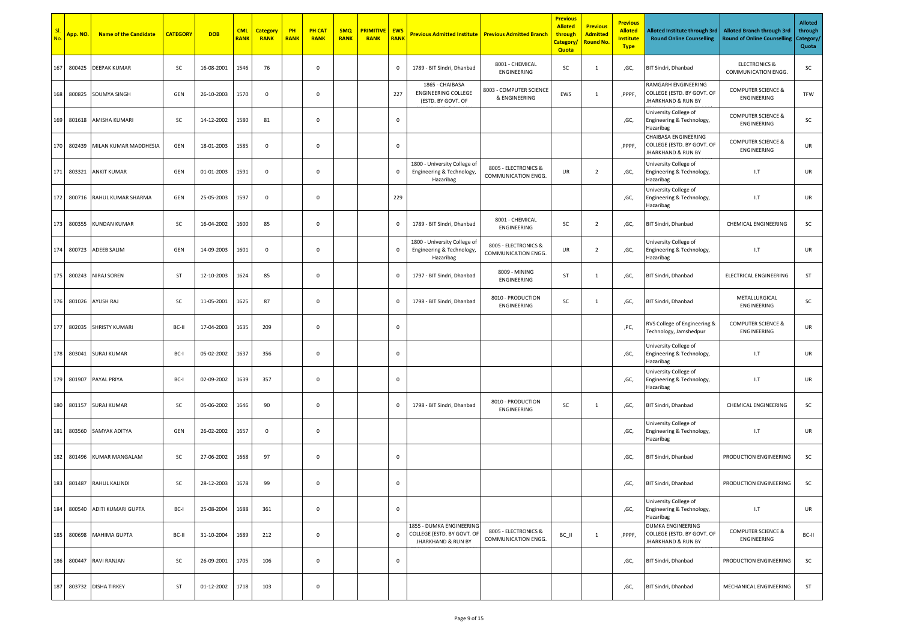| Sl. No. | App. NO. | Name of the Candidate | CATEGORY | DOB | CML RANK | Category RANK | PH RANK | PH CAT RANK | SMQ RANK | PRIMITIVE RANK | EWS RANK | Previous Admitted Institute | Previous Admitted Branch | Previous Alloted through Category/ Quota | Previous Admitted Round No. | Previous Alloted Institute Type | Alloted Institute through 3rd Round Online Counselling | Alloted Branch through 3rd Round of Online Counselling | Alloted through Category/ Quota |
|---|---|---|---|---|---|---|---|---|---|---|---|---|---|---|---|---|---|---|---|
| 167 | 800425 | DEEPAK KUMAR | SC | 16-08-2001 | 1546 | 76 | | 0 | | | 0 | 1789 - BIT Sindri, Dhanbad | 8001 - CHEMICAL ENGINEERING | SC | 1 | ,GC, | BIT Sindri, Dhanbad | ELECTRONICS & COMMUNICATION ENGG. | SC |
| 168 | 800825 | SOUMYA SINGH | GEN | 26-10-2003 | 1570 | 0 | | 0 | | | 227 | 1865 - CHAIBASA ENGINEERING COLLEGE (ESTD. BY GOVT. OF | 8003 - COMPUTER SCIENCE & ENGINEERING | EWS | 1 | ,PPPF, | RAMGARH ENGINEERING COLLEGE (ESTD. BY GOVT. OF JHARKHAND & RUN BY | COMPUTER SCIENCE & ENGINEERING | TFW |
| 169 | 801618 | AMISHA KUMARI | SC | 14-12-2002 | 1580 | 81 | | 0 | | | 0 | | | | | ,GC, | University College of Engineering & Technology, Hazaribag | COMPUTER SCIENCE & ENGINEERING | SC |
| 170 | 802439 | MILAN KUMAR MADDHESIA | GEN | 18-01-2003 | 1585 | 0 | | 0 | | | 0 | | | | | ,PPPF, | CHAIBASA ENGINEERING COLLEGE (ESTD. BY GOVT. OF JHARKHAND & RUN BY | COMPUTER SCIENCE & ENGINEERING | UR |
| 171 | 803321 | ANKIT KUMAR | GEN | 01-01-2003 | 1591 | 0 | | 0 | | | 0 | 1800 - University College of Engineering & Technology, Hazaribag | 8005 - ELECTRONICS & COMMUNICATION ENGG. | UR | 2 | ,GC, | University College of Engineering & Technology, Hazaribag | I.T | UR |
| 172 | 800716 | RAHUL KUMAR SHARMA | GEN | 25-05-2003 | 1597 | 0 | | 0 | | | 229 | | | | | ,GC, | University College of Engineering & Technology, Hazaribag | I.T | UR |
| 173 | 800355 | KUNDAN KUMAR | SC | 16-04-2002 | 1600 | 85 | | 0 | | | 0 | 1789 - BIT Sindri, Dhanbad | 8001 - CHEMICAL ENGINEERING | SC | 2 | ,GC, | BIT Sindri, Dhanbad | CHEMICAL ENGINEERING | SC |
| 174 | 800723 | ADEEB SALIM | GEN | 14-09-2003 | 1601 | 0 | | 0 | | | 0 | 1800 - University College of Engineering & Technology, Hazaribag | 8005 - ELECTRONICS & COMMUNICATION ENGG. | UR | 2 | ,GC, | University College of Engineering & Technology, Hazaribag | I.T | UR |
| 175 | 800243 | NIRAJ SOREN | ST | 12-10-2003 | 1624 | 85 | | 0 | | | 0 | 1797 - BIT Sindri, Dhanbad | 8009 - MINING ENGINEERING | ST | 1 | ,GC, | BIT Sindri, Dhanbad | ELECTRICAL ENGINEERING | ST |
| 176 | 801026 | AYUSH RAJ | SC | 11-05-2001 | 1625 | 87 | | 0 | | | 0 | 1798 - BIT Sindri, Dhanbad | 8010 - PRODUCTION ENGINEERING | SC | 1 | ,GC, | BIT Sindri, Dhanbad | METALLURGICAL ENGINEERING | SC |
| 177 | 802035 | SHRISTY KUMARI | BC-II | 17-04-2003 | 1635 | 209 | | 0 | | | 0 | | | | | ,PC, | RVS College of Engineering & Technology, Jamshedpur | COMPUTER SCIENCE & ENGINEERING | UR |
| 178 | 803041 | SURAJ KUMAR | BC-I | 05-02-2002 | 1637 | 356 | | 0 | | | 0 | | | | | ,GC, | University College of Engineering & Technology, Hazaribag | I.T | UR |
| 179 | 801907 | PAYAL PRIYA | BC-I | 02-09-2002 | 1639 | 357 | | 0 | | | 0 | | | | | ,GC, | University College of Engineering & Technology, Hazaribag | I.T | UR |
| 180 | 801157 | SURAJ KUMAR | SC | 05-06-2002 | 1646 | 90 | | 0 | | | 0 | 1798 - BIT Sindri, Dhanbad | 8010 - PRODUCTION ENGINEERING | SC | 1 | ,GC, | BIT Sindri, Dhanbad | CHEMICAL ENGINEERING | SC |
| 181 | 803560 | SAMYAK ADITYA | GEN | 26-02-2002 | 1657 | 0 | | 0 | | | | | | | | ,GC, | University College of Engineering & Technology, Hazaribag | I.T | UR |
| 182 | 801496 | KUMAR MANGALAM | SC | 27-06-2002 | 1668 | 97 | | 0 | | | 0 | | | | | ,GC, | BIT Sindri, Dhanbad | PRODUCTION ENGINEERING | SC |
| 183 | 801487 | RAHUL KALINDI | SC | 28-12-2003 | 1678 | 99 | | 0 | | | 0 | | | | | ,GC, | BIT Sindri, Dhanbad | PRODUCTION ENGINEERING | SC |
| 184 | 800540 | ADITI KUMARI GUPTA | BC-I | 25-08-2004 | 1688 | 361 | | 0 | | | 0 | | | | | ,GC, | University College of Engineering & Technology, Hazaribag | I.T | UR |
| 185 | 800698 | MAHIMA GUPTA | BC-II | 31-10-2004 | 1689 | 212 | | 0 | | | 0 | 1855 - DUMKA ENGINEERING COLLEGE (ESTD. BY GOVT. OF JHARKHAND & RUN BY | 8005 - ELECTRONICS & COMMUNICATION ENGG. | BC_II | 1 | ,PPPF, | DUMKA ENGINEERING COLLEGE (ESTD. BY GOVT. OF JHARKHAND & RUN BY | COMPUTER SCIENCE & ENGINEERING | BC-II |
| 186 | 800447 | RAVI RANJAN | SC | 26-09-2001 | 1705 | 106 | | 0 | | | 0 | | | | | ,GC, | BIT Sindri, Dhanbad | PRODUCTION ENGINEERING | SC |
| 187 | 803732 | DISHA TIRKEY | ST | 01-12-2002 | 1718 | 103 | | 0 | | | | | | | | ,GC, | BIT Sindri, Dhanbad | MECHANICAL ENGINEERING | ST |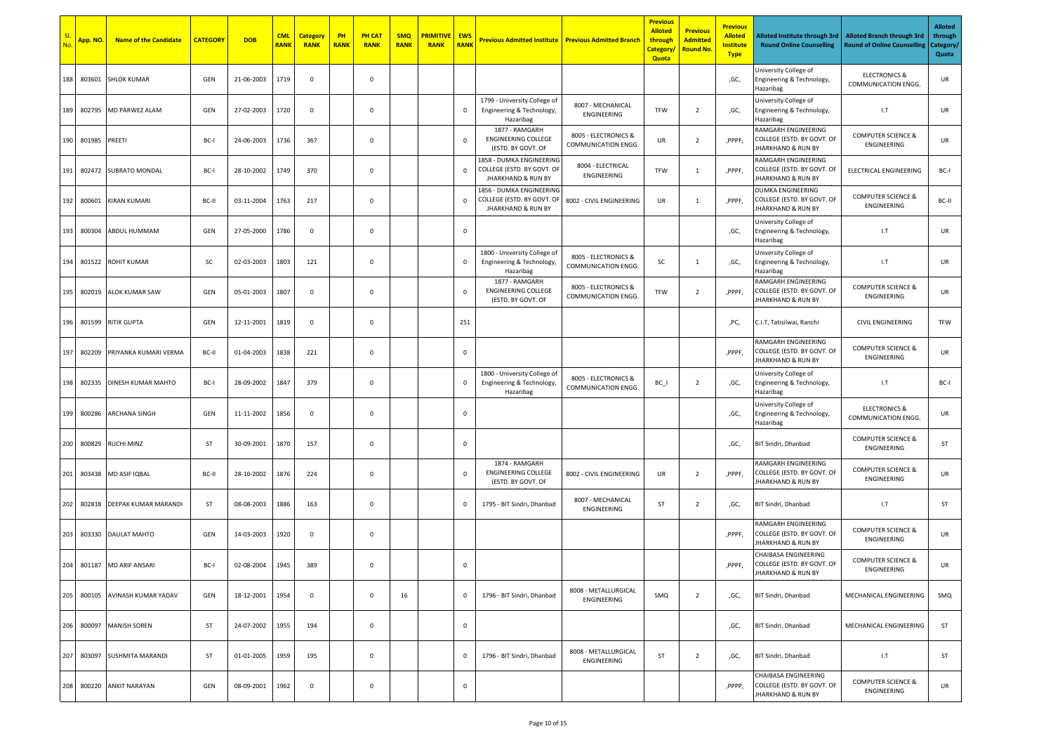| Sl. No. | App. NO. | Name of the Candidate | CATEGORY | DOB | CML RANK | Category RANK | PH RANK | PH CAT RANK | SMQ RANK | PRIMITIVE RANK | EWS RANK | Previous Admitted Institute | Previous Admitted Branch | Previous Alloted through Category/ Quota | Previous Admitted Round No. | Previous Alloted Institute Type | Alloted Institute through 3rd Round Online Counselling | Alloted Branch through 3rd Round of Online Counselling | Alloted through Category/ Quota |
|---|---|---|---|---|---|---|---|---|---|---|---|---|---|---|---|---|---|---|---|
| 188 | 803601 | SHLOK KUMAR | GEN | 21-06-2003 | 1719 | 0 | | 0 | | | | | | | | ,GC, | University College of Engineering & Technology, Hazaribag | ELECTRONICS & COMMUNICATION ENGG. | UR |
| 189 | 802795 | MD PARWEZ ALAM | GEN | 27-02-2003 | 1720 | 0 | | 0 | | | 0 | 1799 - University College of Engineering & Technology, Hazaribag | 8007 - MECHANICAL ENGINEERING | TFW | 2 | ,GC, | University College of Engineering & Technology, Hazaribag | I.T | UR |
| 190 | 801985 | PREETI | BC-I | 24-06-2003 | 1736 | 367 | | 0 | | | 0 | 1877 - RAMGARH ENGINEERING COLLEGE (ESTD. BY GOVT. OF | 8005 - ELECTRONICS & COMMUNICATION ENGG. | UR | 2 | ,PPPF, | RAMGARH ENGINEERING COLLEGE (ESTD. BY GOVT. OF JHARKHAND & RUN BY | COMPUTER SCIENCE & ENGINEERING | UR |
| 191 | 802472 | SUBRATO MONDAL | BC-I | 28-10-2002 | 1749 | 370 | | 0 | | | 0 | 1858 - DUMKA ENGINEERING COLLEGE (ESTD. BY GOVT. OF JHARKHAND & RUN BY | 8004 - ELECTRICAL ENGINEERING | TFW | 1 | ,PPPF, | RAMGARH ENGINEERING COLLEGE (ESTD. BY GOVT. OF JHARKHAND & RUN BY | ELECTRICAL ENGINEERING | BC-I |
| 192 | 800601 | KIRAN KUMARI | BC-II | 03-11-2004 | 1763 | 217 | | 0 | | | 0 | 1856 - DUMKA ENGINEERING COLLEGE (ESTD. BY GOVT. OF JHARKHAND & RUN BY | 8002 - CIVIL ENGINEERING | UR | 1 | ,PPPF, | DUMKA ENGINEERING COLLEGE (ESTD. BY GOVT. OF JHARKHAND & RUN BY | COMPUTER SCIENCE & ENGINEERING | BC-II |
| 193 | 800304 | ABDUL HUMMAM | GEN | 27-05-2000 | 1786 | 0 | | 0 | | | 0 | | | | | ,GC, | University College of Engineering & Technology, Hazaribag | I.T | UR |
| 194 | 801522 | ROHIT KUMAR | SC | 02-03-2003 | 1803 | 121 | | 0 | | | 0 | 1800 - University College of Engineering & Technology, Hazaribag | 8005 - ELECTRONICS & COMMUNICATION ENGG. | SC | 1 | ,GC, | University College of Engineering & Technology, Hazaribag | I.T | UR |
| 195 | 802019 | ALOK KUMAR SAW | GEN | 05-01-2003 | 1807 | 0 | | 0 | | | 0 | 1877 - RAMGARH ENGINEERING COLLEGE (ESTD. BY GOVT. OF | 8005 - ELECTRONICS & COMMUNICATION ENGG. | TFW | 2 | ,PPPF, | RAMGARH ENGINEERING COLLEGE (ESTD. BY GOVT. OF JHARKHAND & RUN BY | COMPUTER SCIENCE & ENGINEERING | UR |
| 196 | 801599 | RITIK GUPTA | GEN | 12-11-2001 | 1819 | 0 | | 0 | | | 251 | | | | | ,PC, | C.I.T, Tatisilwai, Ranchi | CIVIL ENGINEERING | TFW |
| 197 | 802209 | PRIYANKA KUMARI VERMA | BC-II | 01-04-2003 | 1838 | 221 | | 0 | | | 0 | | | | | ,PPPF, | RAMGARH ENGINEERING COLLEGE (ESTD. BY GOVT. OF JHARKHAND & RUN BY | COMPUTER SCIENCE & ENGINEERING | UR |
| 198 | 802335 | DINESH KUMAR MAHTO | BC-I | 28-09-2002 | 1847 | 379 | | 0 | | | 0 | 1800 - University College of Engineering & Technology, Hazaribag | 8005 - ELECTRONICS & COMMUNICATION ENGG. | BC_I | 2 | ,GC, | University College of Engineering & Technology, Hazaribag | I.T | BC-I |
| 199 | 800286 | ARCHANA SINGH | GEN | 11-11-2002 | 1856 | 0 | | 0 | | | 0 | | | | | ,GC, | University College of Engineering & Technology, Hazaribag | ELECTRONICS & COMMUNICATION ENGG. | UR |
| 200 | 800829 | RUCHI MINZ | ST | 30-09-2001 | 1870 | 157 | | 0 | | | 0 | | | | | ,GC, | BIT Sindri, Dhanbad | COMPUTER SCIENCE & ENGINEERING | ST |
| 201 | 803438 | MD ASIF IQBAL | BC-II | 28-10-2002 | 1876 | 224 | | 0 | | | 0 | 1874 - RAMGARH ENGINEERING COLLEGE (ESTD. BY GOVT. OF | 8002 - CIVIL ENGINEERING | UR | 2 | ,PPPF, | RAMGARH ENGINEERING COLLEGE (ESTD. BY GOVT. OF JHARKHAND & RUN BY | COMPUTER SCIENCE & ENGINEERING | UR |
| 202 | 802818 | DEEPAK KUMAR MARANDI | ST | 08-08-2003 | 1886 | 163 | | 0 | | | 0 | 1795 - BIT Sindri, Dhanbad | 8007 - MECHANICAL ENGINEERING | ST | 2 | ,GC, | BIT Sindri, Dhanbad | I.T | ST |
| 203 | 803330 | DAULAT MAHTO | GEN | 14-03-2003 | 1920 | 0 | | 0 | | | | | | | | ,PPPF, | RAMGARH ENGINEERING COLLEGE (ESTD. BY GOVT. OF JHARKHAND & RUN BY | COMPUTER SCIENCE & ENGINEERING | UR |
| 204 | 801187 | MD ARIF ANSARI | BC-I | 02-08-2004 | 1945 | 389 | | 0 | | | 0 | | | | | ,PPPF, | CHAIBASA ENGINEERING COLLEGE (ESTD. BY GOVT. OF JHARKHAND & RUN BY | COMPUTER SCIENCE & ENGINEERING | UR |
| 205 | 800105 | AVINASH KUMAR YADAV | GEN | 18-12-2001 | 1954 | 0 | | 0 | 16 | | 0 | 1796 - BIT Sindri, Dhanbad | 8008 - METALLURGICAL ENGINEERING | SMQ | 2 | ,GC, | BIT Sindri, Dhanbad | MECHANICAL ENGINEERING | SMQ |
| 206 | 800097 | MANISH SOREN | ST | 24-07-2002 | 1955 | 194 | | 0 | | | 0 | | | | | ,GC, | BIT Sindri, Dhanbad | MECHANICAL ENGINEERING | ST |
| 207 | 803097 | SUSHMITA MARANDI | ST | 01-01-2005 | 1959 | 195 | | 0 | | | 0 | 1796 - BIT Sindri, Dhanbad | 8008 - METALLURGICAL ENGINEERING | ST | 2 | ,GC, | BIT Sindri, Dhanbad | I.T | ST |
| 208 | 800220 | ANKIT NARAYAN | GEN | 08-09-2001 | 1962 | 0 | | 0 | | | 0 | | | | | ,PPPP, | CHAIBASA ENGINEERING COLLEGE (ESTD. BY GOVT. OF JHARKHAND & RUN BY | COMPUTER SCIENCE & ENGINEERING | UR |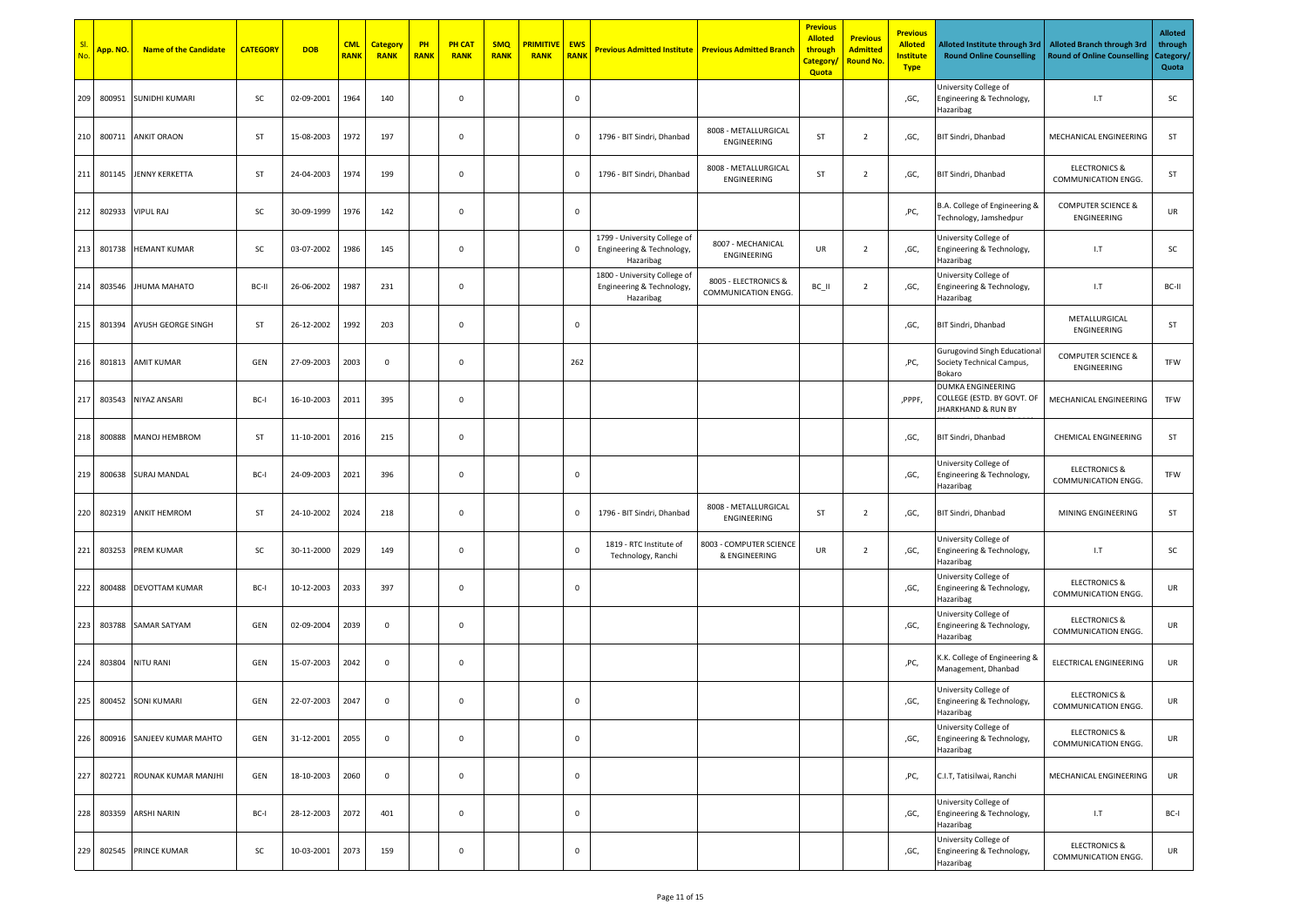| Sl. No. | App. NO. | Name of the Candidate | CATEGORY | DOB | CML RANK | Category RANK | PH RANK | PH CAT RANK | SMQ RANK | PRIMITIVE RANK | EWS RANK | Previous Admitted Institute | Previous Admitted Branch | Previous Alloted through Category/ Quota | Previous Admitted Round No. | Previous Alloted Institute Type | Alloted Institute through 3rd Round Online Counselling | Alloted Branch through 3rd Round of Online Counselling | Alloted through Category/ Quota |
|---|---|---|---|---|---|---|---|---|---|---|---|---|---|---|---|---|---|---|---|
| 209 | 800951 | SUNIDHI KUMARI | SC | 02-09-2001 | 1964 | 140 | | 0 | | | 0 | | | | | ,GC, | University College of Engineering & Technology, Hazaribag | I.T | SC |
| 210 | 800711 | ANKIT ORAON | ST | 15-08-2003 | 1972 | 197 | | 0 | | | 0 | 1796 - BIT Sindri, Dhanbad | 8008 - METALLURGICAL ENGINEERING | ST | 2 | ,GC, | BIT Sindri, Dhanbad | MECHANICAL ENGINEERING | ST |
| 211 | 801145 | JENNY KERKETTA | ST | 24-04-2003 | 1974 | 199 | | 0 | | | 0 | 1796 - BIT Sindri, Dhanbad | 8008 - METALLURGICAL ENGINEERING | ST | 2 | ,GC, | BIT Sindri, Dhanbad | ELECTRONICS & COMMUNICATION ENGG. | ST |
| 212 | 802933 | VIPUL RAJ | SC | 30-09-1999 | 1976 | 142 | | 0 | | | 0 | | | | | ,PC, | B.A. College of Engineering & Technology, Jamshedpur | COMPUTER SCIENCE & ENGINEERING | UR |
| 213 | 801738 | HEMANT KUMAR | SC | 03-07-2002 | 1986 | 145 | | 0 | | | 0 | 1799 - University College of Engineering & Technology, Hazaribag | 8007 - MECHANICAL ENGINEERING | UR | 2 | ,GC, | University College of Engineering & Technology, Hazaribag | I.T | SC |
| 214 | 803546 | JHUMA MAHATO | BC-II | 26-06-2002 | 1987 | 231 | | 0 | | | | 1800 - University College of Engineering & Technology, Hazaribag | 8005 - ELECTRONICS & COMMUNICATION ENGG. | BC_II | 2 | ,GC, | University College of Engineering & Technology, Hazaribag | I.T | BC-II |
| 215 | 801394 | AYUSH GEORGE SINGH | ST | 26-12-2002 | 1992 | 203 | | 0 | | | 0 | | | | | ,GC, | BIT Sindri, Dhanbad | METALLURGICAL ENGINEERING | ST |
| 216 | 801813 | AMIT KUMAR | GEN | 27-09-2003 | 2003 | 0 | | 0 | | | 262 | | | | | ,PC, | Gurugovind Singh Educational Society Technical Campus, Bokaro | COMPUTER SCIENCE & ENGINEERING | TFW |
| 217 | 803543 | NIYAZ ANSARI | BC-I | 16-10-2003 | 2011 | 395 | | 0 | | | | | | | | ,PPPF, | DUMKA ENGINEERING COLLEGE (ESTD. BY GOVT. OF JHARKHAND & RUN BY | MECHANICAL ENGINEERING | TFW |
| 218 | 800888 | MANOJ HEMBROM | ST | 11-10-2001 | 2016 | 215 | | 0 | | | | | | | | ,GC, | BIT Sindri, Dhanbad | CHEMICAL ENGINEERING | ST |
| 219 | 800638 | SURAJ MANDAL | BC-I | 24-09-2003 | 2021 | 396 | | 0 | | | 0 | | | | | ,GC, | University College of Engineering & Technology, Hazaribag | ELECTRONICS & COMMUNICATION ENGG. | TFW |
| 220 | 802319 | ANKIT HEMROM | ST | 24-10-2002 | 2024 | 218 | | 0 | | | 0 | 1796 - BIT Sindri, Dhanbad | 8008 - METALLURGICAL ENGINEERING | ST | 2 | ,GC, | BIT Sindri, Dhanbad | MINING ENGINEERING | ST |
| 221 | 803253 | PREM KUMAR | SC | 30-11-2000 | 2029 | 149 | | 0 | | | 0 | 1819 - RTC Institute of Technology, Ranchi | 8003 - COMPUTER SCIENCE & ENGINEERING | UR | 2 | ,GC, | University College of Engineering & Technology, Hazaribag | I.T | SC |
| 222 | 800488 | DEVOTTAM KUMAR | BC-I | 10-12-2003 | 2033 | 397 | | 0 | | | 0 | | | | | ,GC, | University College of Engineering & Technology, Hazaribag | ELECTRONICS & COMMUNICATION ENGG. | UR |
| 223 | 803788 | SAMAR SATYAM | GEN | 02-09-2004 | 2039 | 0 | | 0 | | | | | | | | ,GC, | University College of Engineering & Technology, Hazaribag | ELECTRONICS & COMMUNICATION ENGG. | UR |
| 224 | 803804 | NITU RANI | GEN | 15-07-2003 | 2042 | 0 | | 0 | | | | | | | | ,PC, | K.K. College of Engineering & Management, Dhanbad | ELECTRICAL ENGINEERING | UR |
| 225 | 800452 | SONI KUMARI | GEN | 22-07-2003 | 2047 | 0 | | 0 | | | 0 | | | | | ,GC, | University College of Engineering & Technology, Hazaribag | ELECTRONICS & COMMUNICATION ENGG. | UR |
| 226 | 800916 | SANJEEV KUMAR MAHTO | GEN | 31-12-2001 | 2055 | 0 | | 0 | | | 0 | | | | | ,GC, | University College of Engineering & Technology, Hazaribag | ELECTRONICS & COMMUNICATION ENGG. | UR |
| 227 | 802721 | ROUNAK KUMAR MANJHI | GEN | 18-10-2003 | 2060 | 0 | | 0 | | | 0 | | | | | ,PC, | C.I.T, Tatisilwai, Ranchi | MECHANICAL ENGINEERING | UR |
| 228 | 803359 | ARSHI NARIN | BC-I | 28-12-2003 | 2072 | 401 | | 0 | | | 0 | | | | | ,GC, | University College of Engineering & Technology, Hazaribag | I.T | BC-I |
| 229 | 802545 | PRINCE KUMAR | SC | 10-03-2001 | 2073 | 159 | | 0 | | | 0 | | | | | ,GC, | University College of Engineering & Technology, Hazaribag | ELECTRONICS & COMMUNICATION ENGG. | UR |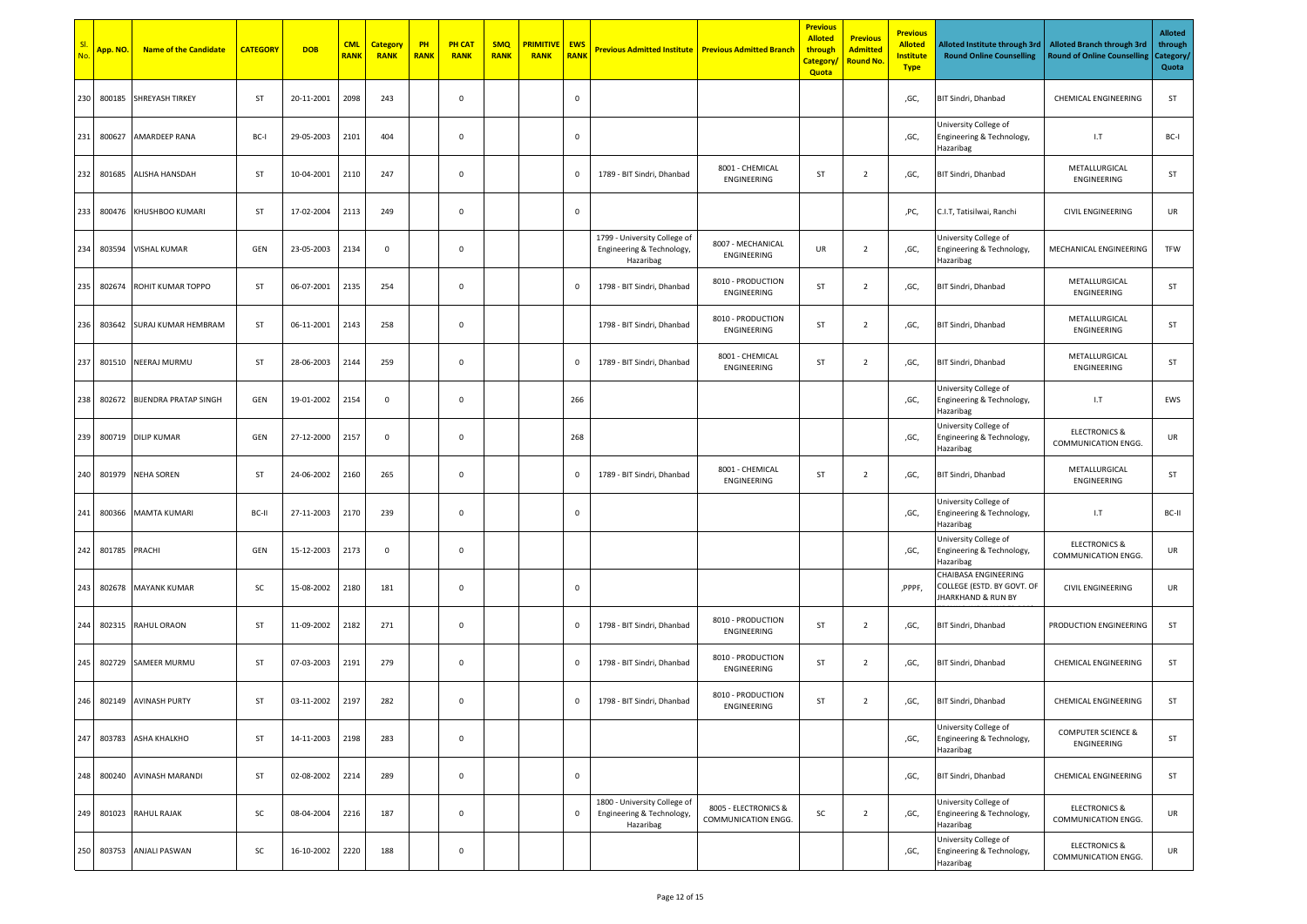| Sl. No. | App. NO. | Name of the Candidate | CATEGORY | DOB | CML RANK | Category RANK | PH RANK | PH CAT RANK | SMQ RANK | PRIMITIVE RANK | EWS RANK | Previous Admitted Institute | Previous Admitted Branch | Previous Alloted through Category/ Quota | Previous Admitted Round No. | Previous Alloted Institute Type | Alloted Institute through 3rd Round Online Counselling | Alloted Branch through 3rd Round of Online Counselling | Alloted through Category/ Quota |
|---|---|---|---|---|---|---|---|---|---|---|---|---|---|---|---|---|---|---|---|
| 230 | 800185 | SHREYASH TIRKEY | ST | 20-11-2001 | 2098 | 243 | | 0 | | | 0 | | | | | ,GC, | BIT Sindri, Dhanbad | CHEMICAL ENGINEERING | ST |
| 231 | 800627 | AMARDEEP RANA | BC-I | 29-05-2003 | 2101 | 404 | | 0 | | | 0 | | | | | ,GC, | University College of Engineering & Technology, Hazaribag | I.T | BC-I |
| 232 | 801685 | ALISHA HANSDAH | ST | 10-04-2001 | 2110 | 247 | | 0 | | | 0 | 1789 - BIT Sindri, Dhanbad | 8001 - CHEMICAL ENGINEERING | ST | 2 | ,GC, | BIT Sindri, Dhanbad | METALLURGICAL ENGINEERING | ST |
| 233 | 800476 | KHUSHBOO KUMARI | ST | 17-02-2004 | 2113 | 249 | | 0 | | | 0 | | | | | ,PC, | C.I.T, Tatisilwai, Ranchi | CIVIL ENGINEERING | UR |
| 234 | 803594 | VISHAL KUMAR | GEN | 23-05-2003 | 2134 | 0 | | 0 | | | | 1799 - University College of Engineering & Technology, Hazaribag | 8007 - MECHANICAL ENGINEERING | UR | 2 | ,GC, | University College of Engineering & Technology, Hazaribag | MECHANICAL ENGINEERING | TFW |
| 235 | 802674 | ROHIT KUMAR TOPPO | ST | 06-07-2001 | 2135 | 254 | | 0 | | | 0 | 1798 - BIT Sindri, Dhanbad | 8010 - PRODUCTION ENGINEERING | ST | 2 | ,GC, | BIT Sindri, Dhanbad | METALLURGICAL ENGINEERING | ST |
| 236 | 803642 | SURAJ KUMAR HEMBRAM | ST | 06-11-2001 | 2143 | 258 | | 0 | | | | 1798 - BIT Sindri, Dhanbad | 8010 - PRODUCTION ENGINEERING | ST | 2 | ,GC, | BIT Sindri, Dhanbad | METALLURGICAL ENGINEERING | ST |
| 237 | 801510 | NEERAJ MURMU | ST | 28-06-2003 | 2144 | 259 | | 0 | | | 0 | 1789 - BIT Sindri, Dhanbad | 8001 - CHEMICAL ENGINEERING | ST | 2 | ,GC, | BIT Sindri, Dhanbad | METALLURGICAL ENGINEERING | ST |
| 238 | 802672 | BIJENDRA PRATAP SINGH | GEN | 19-01-2002 | 2154 | 0 | | 0 | | | 266 | | | | | ,GC, | University College of Engineering & Technology, Hazaribag | I.T | EWS |
| 239 | 800719 | DILIP KUMAR | GEN | 27-12-2000 | 2157 | 0 | | 0 | | | 268 | | | | | ,GC, | University College of Engineering & Technology, Hazaribag | ELECTRONICS & COMMUNICATION ENGG. | UR |
| 240 | 801979 | NEHA SOREN | ST | 24-06-2002 | 2160 | 265 | | 0 | | | 0 | 1789 - BIT Sindri, Dhanbad | 8001 - CHEMICAL ENGINEERING | ST | 2 | ,GC, | BIT Sindri, Dhanbad | METALLURGICAL ENGINEERING | ST |
| 241 | 800366 | MAMTA KUMARI | BC-II | 27-11-2003 | 2170 | 239 | | 0 | | | 0 | | | | | ,GC, | University College of Engineering & Technology, Hazaribag | I.T | BC-II |
| 242 | 801785 | PRACHI | GEN | 15-12-2003 | 2173 | 0 | | 0 | | | | | | | | ,GC, | University College of Engineering & Technology, Hazaribag | ELECTRONICS & COMMUNICATION ENGG. | UR |
| 243 | 802678 | MAYANK KUMAR | SC | 15-08-2002 | 2180 | 181 | | 0 | | | 0 | | | | | ,PPPF, | CHAIBASA ENGINEERING COLLEGE (ESTD. BY GOVT. OF JHARKHAND & RUN BY | CIVIL ENGINEERING | UR |
| 244 | 802315 | RAHUL ORAON | ST | 11-09-2002 | 2182 | 271 | | 0 | | | 0 | 1798 - BIT Sindri, Dhanbad | 8010 - PRODUCTION ENGINEERING | ST | 2 | ,GC, | BIT Sindri, Dhanbad | PRODUCTION ENGINEERING | ST |
| 245 | 802729 | SAMEER MURMU | ST | 07-03-2003 | 2191 | 279 | | 0 | | | 0 | 1798 - BIT Sindri, Dhanbad | 8010 - PRODUCTION ENGINEERING | ST | 2 | ,GC, | BIT Sindri, Dhanbad | CHEMICAL ENGINEERING | ST |
| 246 | 802149 | AVINASH PURTY | ST | 03-11-2002 | 2197 | 282 | | 0 | | | 0 | 1798 - BIT Sindri, Dhanbad | 8010 - PRODUCTION ENGINEERING | ST | 2 | ,GC, | BIT Sindri, Dhanbad | CHEMICAL ENGINEERING | ST |
| 247 | 803783 | ASHA KHALKHO | ST | 14-11-2003 | 2198 | 283 | | 0 | | | | | | | | ,GC, | University College of Engineering & Technology, Hazaribag | COMPUTER SCIENCE & ENGINEERING | ST |
| 248 | 800240 | AVINASH MARANDI | ST | 02-08-2002 | 2214 | 289 | | 0 | | | 0 | | | | | ,GC, | BIT Sindri, Dhanbad | CHEMICAL ENGINEERING | ST |
| 249 | 801023 | RAHUL RAJAK | SC | 08-04-2004 | 2216 | 187 | | 0 | | | 0 | 1800 - University College of Engineering & Technology, Hazaribag | 8005 - ELECTRONICS & COMMUNICATION ENGG. | SC | 2 | ,GC, | University College of Engineering & Technology, Hazaribag | ELECTRONICS & COMMUNICATION ENGG. | UR |
| 250 | 803753 | ANJALI PASWAN | SC | 16-10-2002 | 2220 | 188 | | 0 | | | | | | | | ,GC, | University College of Engineering & Technology, Hazaribag | ELECTRONICS & COMMUNICATION ENGG. | UR |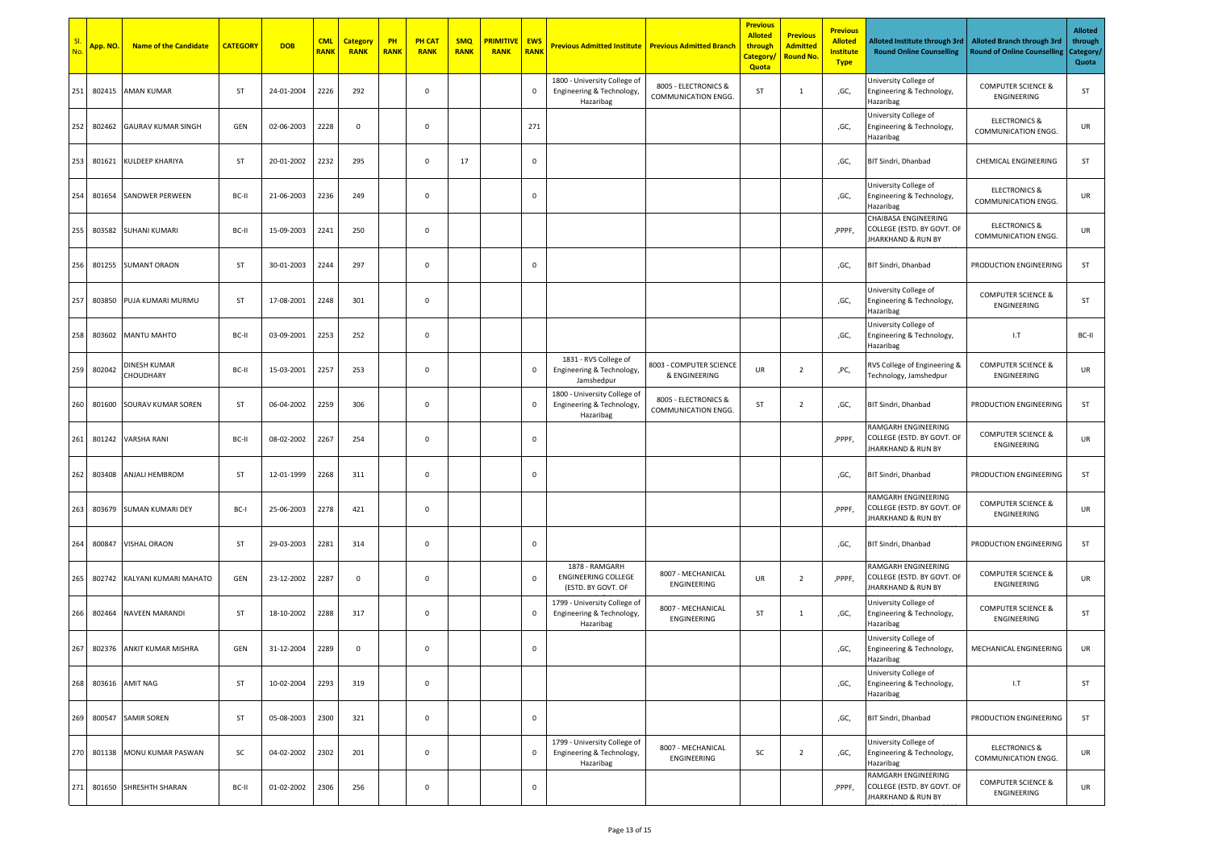| Sl. No. | App. NO. | Name of the Candidate | CATEGORY | DOB | CML RANK | Category RANK | PH RANK | PH CAT RANK | SMQ RANK | PRIMITIVE RANK | EWS RANK | Previous Admitted Institute | Previous Admitted Branch | Previous Alloted through Category/ Quota | Previous Admitted Round No. | Previous Alloted Institute Type | Alloted Institute through 3rd Round Online Counselling | Alloted Branch through 3rd Round of Online Counselling | Alloted through Category/ Quota |
|---|---|---|---|---|---|---|---|---|---|---|---|---|---|---|---|---|---|---|---|
| 251 | 802415 | AMAN KUMAR | ST | 24-01-2004 | 2226 | 292 | | 0 | | | 0 | 1800 - University College of Engineering & Technology, Hazaribag | 8005 - ELECTRONICS & COMMUNICATION ENGG. | ST | 1 | ,GC, | University College of Engineering & Technology, Hazaribag | COMPUTER SCIENCE & ENGINEERING | ST |
| 252 | 802462 | GAURAV KUMAR SINGH | GEN | 02-06-2003 | 2228 | 0 | | 0 | | | 271 | | | | | ,GC, | University College of Engineering & Technology, Hazaribag | ELECTRONICS & COMMUNICATION ENGG. | UR |
| 253 | 801621 | KULDEEP KHARIYA | ST | 20-01-2002 | 2232 | 295 | | 0 | 17 | | 0 | | | | | ,GC, | BIT Sindri, Dhanbad | CHEMICAL ENGINEERING | ST |
| 254 | 801654 | SANOWER PERWEEN | BC-II | 21-06-2003 | 2236 | 249 | | 0 | | | 0 | | | | | ,GC, | University College of Engineering & Technology, Hazaribag | ELECTRONICS & COMMUNICATION ENGG. | UR |
| 255 | 803582 | SUHANI KUMARI | BC-II | 15-09-2003 | 2241 | 250 | | 0 | | | | | | | | ,PPPF, | CHAIBASA ENGINEERING COLLEGE (ESTD. BY GOVT. OF JHARKHAND & RUN BY | ELECTRONICS & COMMUNICATION ENGG. | UR |
| 256 | 801255 | SUMANT ORAON | ST | 30-01-2003 | 2244 | 297 | | 0 | | | 0 | | | | | ,GC, | BIT Sindri, Dhanbad | PRODUCTION ENGINEERING | ST |
| 257 | 803850 | PUJA KUMARI MURMU | ST | 17-08-2001 | 2248 | 301 | | 0 | | | | | | | | ,GC, | University College of Engineering & Technology, Hazaribag | COMPUTER SCIENCE & ENGINEERING | ST |
| 258 | 803602 | MANTU MAHTO | BC-II | 03-09-2001 | 2253 | 252 | | 0 | | | | | | | | ,GC, | University College of Engineering & Technology, Hazaribag | I.T | BC-II |
| 259 | 802042 | DINESH KUMAR CHOUDHARY | BC-II | 15-03-2001 | 2257 | 253 | | 0 | | | 0 | 1831 - RVS College of Engineering & Technology, Jamshedpur | 8003 - COMPUTER SCIENCE & ENGINEERING | UR | 2 | ,PC, | RVS College of Engineering & Technology, Jamshedpur | COMPUTER SCIENCE & ENGINEERING | UR |
| 260 | 801600 | SOURAV KUMAR SOREN | ST | 06-04-2002 | 2259 | 306 | | 0 | | | 0 | 1800 - University College of Engineering & Technology, Hazaribag | 8005 - ELECTRONICS & COMMUNICATION ENGG. | ST | 2 | ,GC, | BIT Sindri, Dhanbad | PRODUCTION ENGINEERING | ST |
| 261 | 801242 | VARSHA RANI | BC-II | 08-02-2002 | 2267 | 254 | | 0 | | | 0 | | | | | ,PPPF, | RAMGARH ENGINEERING COLLEGE (ESTD. BY GOVT. OF JHARKHAND & RUN BY | COMPUTER SCIENCE & ENGINEERING | UR |
| 262 | 803408 | ANJALI HEMBROM | ST | 12-01-1999 | 2268 | 311 | | 0 | | | 0 | | | | | ,GC, | BIT Sindri, Dhanbad | PRODUCTION ENGINEERING | ST |
| 263 | 803679 | SUMAN KUMARI DEY | BC-I | 25-06-2003 | 2278 | 421 | | 0 | | | | | | | | ,PPPF, | RAMGARH ENGINEERING COLLEGE (ESTD. BY GOVT. OF JHARKHAND & RUN BY | COMPUTER SCIENCE & ENGINEERING | UR |
| 264 | 800847 | VISHAL ORAON | ST | 29-03-2003 | 2281 | 314 | | 0 | | | 0 | | | | | ,GC, | BIT Sindri, Dhanbad | PRODUCTION ENGINEERING | ST |
| 265 | 802742 | KALYANI KUMARI MAHATO | GEN | 23-12-2002 | 2287 | 0 | | 0 | | | 0 | 1878 - RAMGARH ENGINEERING COLLEGE (ESTD. BY GOVT. OF | 8007 - MECHANICAL ENGINEERING | UR | 2 | ,PPPF, | RAMGARH ENGINEERING COLLEGE (ESTD. BY GOVT. OF JHARKHAND & RUN BY | COMPUTER SCIENCE & ENGINEERING | UR |
| 266 | 802464 | NAVEEN MARANDI | ST | 18-10-2002 | 2288 | 317 | | 0 | | | 0 | 1799 - University College of Engineering & Technology, Hazaribag | 8007 - MECHANICAL ENGINEERING | ST | 1 | ,GC, | University College of Engineering & Technology, Hazaribag | COMPUTER SCIENCE & ENGINEERING | ST |
| 267 | 802376 | ANKIT KUMAR MISHRA | GEN | 31-12-2004 | 2289 | 0 | | 0 | | | 0 | | | | | ,GC, | University College of Engineering & Technology, Hazaribag | MECHANICAL ENGINEERING | UR |
| 268 | 803616 | AMIT NAG | ST | 10-02-2004 | 2293 | 319 | | 0 | | | | | | | | ,GC, | University College of Engineering & Technology, Hazaribag | I.T | ST |
| 269 | 800547 | SAMIR SOREN | ST | 05-08-2003 | 2300 | 321 | | 0 | | | 0 | | | | | ,GC, | BIT Sindri, Dhanbad | PRODUCTION ENGINEERING | ST |
| 270 | 801138 | MONU KUMAR PASWAN | SC | 04-02-2002 | 2302 | 201 | | 0 | | | 0 | 1799 - University College of Engineering & Technology, Hazaribag | 8007 - MECHANICAL ENGINEERING | SC | 2 | ,GC, | University College of Engineering & Technology, Hazaribag | ELECTRONICS & COMMUNICATION ENGG. | UR |
| 271 | 801650 | SHRESHTH SHARAN | BC-II | 01-02-2002 | 2306 | 256 | | 0 | | | 0 | | | | | ,PPPF, | RAMGARH ENGINEERING COLLEGE (ESTD. BY GOVT. OF JHARKHAND & RUN BY | COMPUTER SCIENCE & ENGINEERING | UR |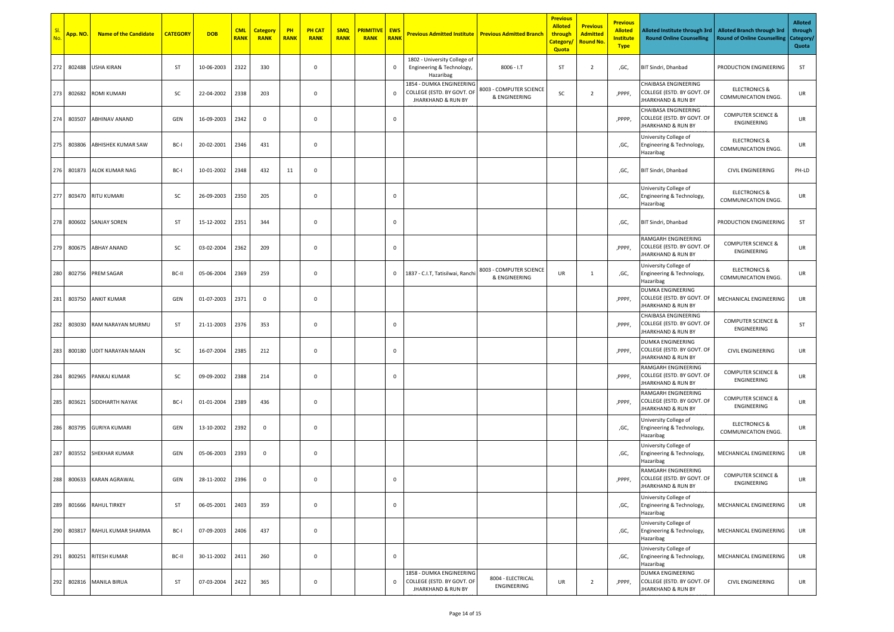| Sl. No. | App. NO. | Name of the Candidate | CATEGORY | DOB | CML RANK | Category RANK | PH RANK | PH CAT RANK | SMQ RANK | PRIMITIVE RANK | EWS RANK | Previous Admitted Institute | Previous Admitted Branch | Previous Alloted through Category/ Quota | Previous Admitted Round No. | Previous Alloted Institute Type | Alloted Institute through 3rd Round Online Counselling | Alloted Branch through 3rd Round of Online Counselling | Alloted through Category/ Quota |
|---|---|---|---|---|---|---|---|---|---|---|---|---|---|---|---|---|---|---|---|
| 272 | 802488 | USHA KIRAN | ST | 10-06-2003 | 2322 | 330 | | 0 | | | 0 | 1802 - University College of Engineering & Technology, Hazaribag | 8006 - I.T | ST | 2 | ,GC, | BIT Sindri, Dhanbad | PRODUCTION ENGINEERING | ST |
| 273 | 802682 | ROMI KUMARI | SC | 22-04-2002 | 2338 | 203 | | 0 | | | 0 | 1854 - DUMKA ENGINEERING COLLEGE (ESTD. BY GOVT. OF JHARKHAND & RUN BY | 8003 - COMPUTER SCIENCE & ENGINEERING | SC | 2 | ,PPPF, | CHAIBASA ENGINEERING COLLEGE (ESTD. BY GOVT. OF JHARKHAND & RUN BY | ELECTRONICS & COMMUNICATION ENGG. | UR |
| 274 | 803507 | ABHINAV ANAND | GEN | 16-09-2003 | 2342 | 0 | | 0 | | | 0 | | | | | ,PPPP, | CHAIBASA ENGINEERING COLLEGE (ESTD. BY GOVT. OF JHARKHAND & RUN BY | COMPUTER SCIENCE & ENGINEERING | UR |
| 275 | 803806 | ABHISHEK KUMAR SAW | BC-I | 20-02-2001 | 2346 | 431 | | 0 | | | | | | | | ,GC, | University College of Engineering & Technology, Hazaribag | ELECTRONICS & COMMUNICATION ENGG. | UR |
| 276 | 801873 | ALOK KUMAR NAG | BC-I | 10-01-2002 | 2348 | 432 | 11 | 0 | | | | | | | | ,GC, | BIT Sindri, Dhanbad | CIVIL ENGINEERING | PH-LD |
| 277 | 803470 | RITU KUMARI | SC | 26-09-2003 | 2350 | 205 | | 0 | | | 0 | | | | | ,GC, | University College of Engineering & Technology, Hazaribag | ELECTRONICS & COMMUNICATION ENGG. | UR |
| 278 | 800602 | SANJAY SOREN | ST | 15-12-2002 | 2351 | 344 | | 0 | | | 0 | | | | | ,GC, | BIT Sindri, Dhanbad | PRODUCTION ENGINEERING | ST |
| 279 | 800675 | ABHAY ANAND | SC | 03-02-2004 | 2362 | 209 | | 0 | | | 0 | | | | | ,PPPF, | RAMGARH ENGINEERING COLLEGE (ESTD. BY GOVT. OF JHARKHAND & RUN BY | COMPUTER SCIENCE & ENGINEERING | UR |
| 280 | 802756 | PREM SAGAR | BC-II | 05-06-2004 | 2369 | 259 | | 0 | | | 0 | 1837 - C.I.T, Tatisilwai, Ranchi | 8003 - COMPUTER SCIENCE & ENGINEERING | UR | 1 | ,GC, | University College of Engineering & Technology, Hazaribag | ELECTRONICS & COMMUNICATION ENGG. | UR |
| 281 | 803750 | ANKIT KUMAR | GEN | 01-07-2003 | 2371 | 0 | | 0 | | | | | | | | ,PPPF, | DUMKA ENGINEERING COLLEGE (ESTD. BY GOVT. OF JHARKHAND & RUN BY | MECHANICAL ENGINEERING | UR |
| 282 | 803030 | RAM NARAYAN MURMU | ST | 21-11-2003 | 2376 | 353 | | 0 | | | 0 | | | | | ,PPPF, | CHAIBASA ENGINEERING COLLEGE (ESTD. BY GOVT. OF JHARKHAND & RUN BY | COMPUTER SCIENCE & ENGINEERING | ST |
| 283 | 800180 | UDIT NARAYAN MAAN | SC | 16-07-2004 | 2385 | 212 | | 0 | | | 0 | | | | | ,PPPF, | DUMKA ENGINEERING COLLEGE (ESTD. BY GOVT. OF JHARKHAND & RUN BY | CIVIL ENGINEERING | UR |
| 284 | 802965 | PANKAJ KUMAR | SC | 09-09-2002 | 2388 | 214 | | 0 | | | 0 | | | | | ,PPPF, | RAMGARH ENGINEERING COLLEGE (ESTD. BY GOVT. OF JHARKHAND & RUN BY | COMPUTER SCIENCE & ENGINEERING | UR |
| 285 | 803621 | SIDDHARTH NAYAK | BC-I | 01-01-2004 | 2389 | 436 | | 0 | | | | | | | | ,PPPF, | RAMGARH ENGINEERING COLLEGE (ESTD. BY GOVT. OF JHARKHAND & RUN BY | COMPUTER SCIENCE & ENGINEERING | UR |
| 286 | 803795 | GURIYA KUMARI | GEN | 13-10-2002 | 2392 | 0 | | 0 | | | | | | | | ,GC, | University College of Engineering & Technology, Hazaribag | ELECTRONICS & COMMUNICATION ENGG. | UR |
| 287 | 803552 | SHEKHAR KUMAR | GEN | 05-06-2003 | 2393 | 0 | | 0 | | | | | | | | ,GC, | University College of Engineering & Technology, Hazaribag | MECHANICAL ENGINEERING | UR |
| 288 | 800633 | KARAN AGRAWAL | GEN | 28-11-2002 | 2396 | 0 | | 0 | | | 0 | | | | | ,PPPF, | RAMGARH ENGINEERING COLLEGE (ESTD. BY GOVT. OF JHARKHAND & RUN BY | COMPUTER SCIENCE & ENGINEERING | UR |
| 289 | 801666 | RAHUL TIRKEY | ST | 06-05-2001 | 2403 | 359 | | 0 | | | 0 | | | | | ,GC, | University College of Engineering & Technology, Hazaribag | MECHANICAL ENGINEERING | UR |
| 290 | 803817 | RAHUL KUMAR SHARMA | BC-I | 07-09-2003 | 2406 | 437 | | 0 | | | | | | | | ,GC, | University College of Engineering & Technology, Hazaribag | MECHANICAL ENGINEERING | UR |
| 291 | 800251 | RITESH KUMAR | BC-II | 30-11-2002 | 2411 | 260 | | 0 | | | 0 | | | | | ,GC, | University College of Engineering & Technology, Hazaribag | MECHANICAL ENGINEERING | UR |
| 292 | 802816 | MANILA BIRUA | ST | 07-03-2004 | 2422 | 365 | | 0 | | | 0 | 1858 - DUMKA ENGINEERING COLLEGE (ESTD. BY GOVT. OF JHARKHAND & RUN BY | 8004 - ELECTRICAL ENGINEERING | UR | 2 | ,PPPF, | DUMKA ENGINEERING COLLEGE (ESTD. BY GOVT. OF JHARKHAND & RUN BY | CIVIL ENGINEERING | UR |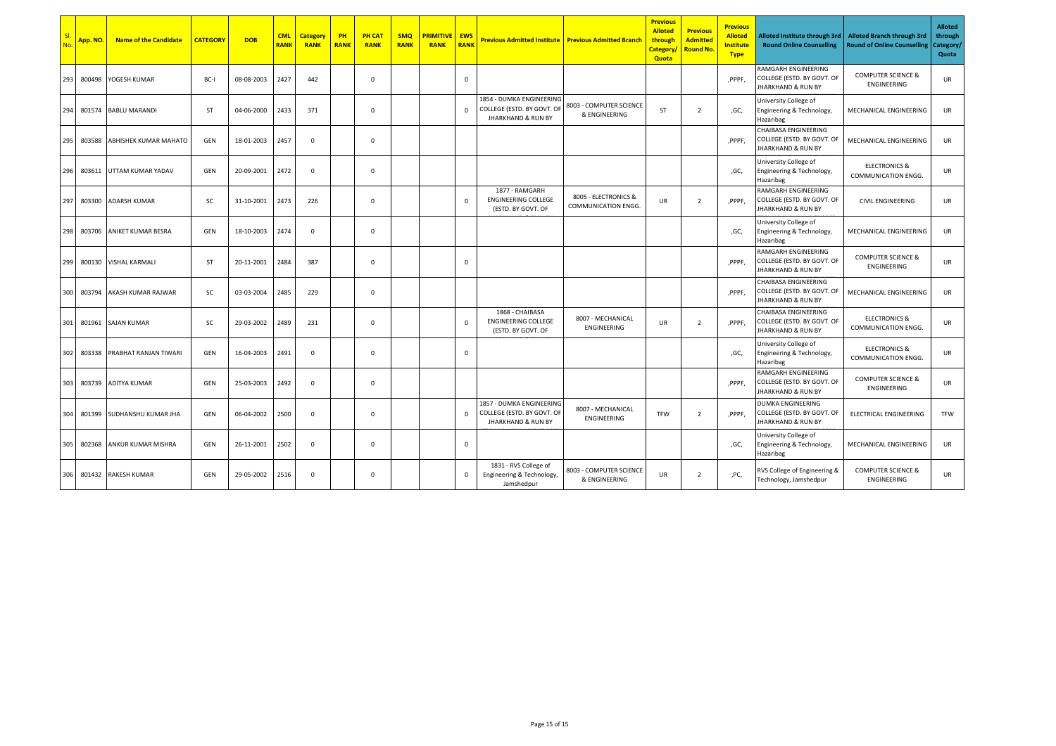| Sl. No. | App. NO. | Name of the Candidate | CATEGORY | DOB | CML RANK | Category RANK | PH RANK | PH CAT RANK | SMQ RANK | PRIMITIVE RANK | EWS RANK | Previous Admitted Institute | Previous Admitted Branch | Previous Alloted through Category/ Quota | Previous Admitted Round No. | Previous Alloted Institute Type | Alloted Institute through 3rd Round Online Counselling | Alloted Branch through 3rd Round of Online Counselling | Alloted through Category/ Quota |
|---|---|---|---|---|---|---|---|---|---|---|---|---|---|---|---|---|---|---|---|
| 293 | 800498 | YOGESH KUMAR | BC-I | 08-08-2003 | 2427 | 442 | | 0 | | | 0 | | | | | ,PPPF, | RAMGARH ENGINEERING COLLEGE (ESTD. BY GOVT. OF JHARKHAND & RUN BY | COMPUTER SCIENCE & ENGINEERING | UR |
| 294 | 801574 | BABLU MARANDI | ST | 04-06-2000 | 2433 | 371 | | 0 | | | 0 | 1854 - DUMKA ENGINEERING COLLEGE (ESTD. BY GOVT. OF JHARKHAND & RUN BY | 8003 - COMPUTER SCIENCE & ENGINEERING | ST | 2 | ,GC, | University College of Engineering & Technology, Hazaribag | MECHANICAL ENGINEERING | UR |
| 295 | 803588 | ABHISHEK KUMAR MAHATO | GEN | 18-01-2003 | 2457 | 0 | | 0 | | | | | | | | ,PPPF, | CHAIBASA ENGINEERING COLLEGE (ESTD. BY GOVT. OF JHARKHAND & RUN BY | MECHANICAL ENGINEERING | UR |
| 296 | 803611 | UTTAM KUMAR YADAV | GEN | 20-09-2001 | 2472 | 0 | | 0 | | | | | | | | ,GC, | University College of Engineering & Technology, Hazaribag | ELECTRONICS & COMMUNICATION ENGG. | UR |
| 297 | 803300 | ADARSH KUMAR | SC | 31-10-2001 | 2473 | 226 | | 0 | | | 0 | 1877 - RAMGARH ENGINEERING COLLEGE (ESTD. BY GOVT. OF | 8005 - ELECTRONICS & COMMUNICATION ENGG. | UR | 2 | ,PPPF, | RAMGARH ENGINEERING COLLEGE (ESTD. BY GOVT. OF JHARKHAND & RUN BY | CIVIL ENGINEERING | UR |
| 298 | 803706 | ANIKET KUMAR BESRA | GEN | 18-10-2003 | 2474 | 0 | | 0 | | | | | | | | ,GC, | University College of Engineering & Technology, Hazaribag | MECHANICAL ENGINEERING | UR |
| 299 | 800130 | VISHAL KARMALI | ST | 20-11-2001 | 2484 | 387 | | 0 | | | 0 | | | | | ,PPPF, | RAMGARH ENGINEERING COLLEGE (ESTD. BY GOVT. OF JHARKHAND & RUN BY | COMPUTER SCIENCE & ENGINEERING | UR |
| 300 | 803794 | AKASH KUMAR RAJWAR | SC | 03-03-2004 | 2485 | 229 | | 0 | | | | | | | | ,PPPF, | CHAIBASA ENGINEERING COLLEGE (ESTD. BY GOVT. OF JHARKHAND & RUN BY | MECHANICAL ENGINEERING | UR |
| 301 | 801961 | SAJAN KUMAR | SC | 29-03-2002 | 2489 | 231 | | 0 | | | 0 | 1868 - CHAIBASA ENGINEERING COLLEGE (ESTD. BY GOVT. OF | 8007 - MECHANICAL ENGINEERING | UR | 2 | ,PPPF, | CHAIBASA ENGINEERING COLLEGE (ESTD. BY GOVT. OF JHARKHAND & RUN BY | ELECTRONICS & COMMUNICATION ENGG. | UR |
| 302 | 803338 | PRABHAT RANJAN TIWARI | GEN | 16-04-2003 | 2491 | 0 | | 0 | | | 0 | | | | | ,GC, | University College of Engineering & Technology, Hazaribag | ELECTRONICS & COMMUNICATION ENGG. | UR |
| 303 | 803739 | ADITYA KUMAR | GEN | 25-03-2003 | 2492 | 0 | | 0 | | | | | | | | ,PPPF, | RAMGARH ENGINEERING COLLEGE (ESTD. BY GOVT. OF JHARKHAND & RUN BY | COMPUTER SCIENCE & ENGINEERING | UR |
| 304 | 801399 | SUDHANSHU KUMAR JHA | GEN | 06-04-2002 | 2500 | 0 | | 0 | | | 0 | 1857 - DUMKA ENGINEERING COLLEGE (ESTD. BY GOVT. OF JHARKHAND & RUN BY | 8007 - MECHANICAL ENGINEERING | TFW | 2 | ,PPPF, | DUMKA ENGINEERING COLLEGE (ESTD. BY GOVT. OF JHARKHAND & RUN BY | ELECTRICAL ENGINEERING | TFW |
| 305 | 802368 | ANKUR KUMAR MISHRA | GEN | 26-11-2001 | 2502 | 0 | | 0 | | | 0 | | | | | ,GC, | University College of Engineering & Technology, Hazaribag | MECHANICAL ENGINEERING | UR |
| 306 | 801432 | RAKESH KUMAR | GEN | 29-05-2002 | 2516 | 0 | | 0 | | | 0 | 1831 - RVS College of Engineering & Technology, Jamshedpur | 8003 - COMPUTER SCIENCE & ENGINEERING | UR | 2 | ,PC, | RVS College of Engineering & Technology, Jamshedpur | COMPUTER SCIENCE & ENGINEERING | UR |